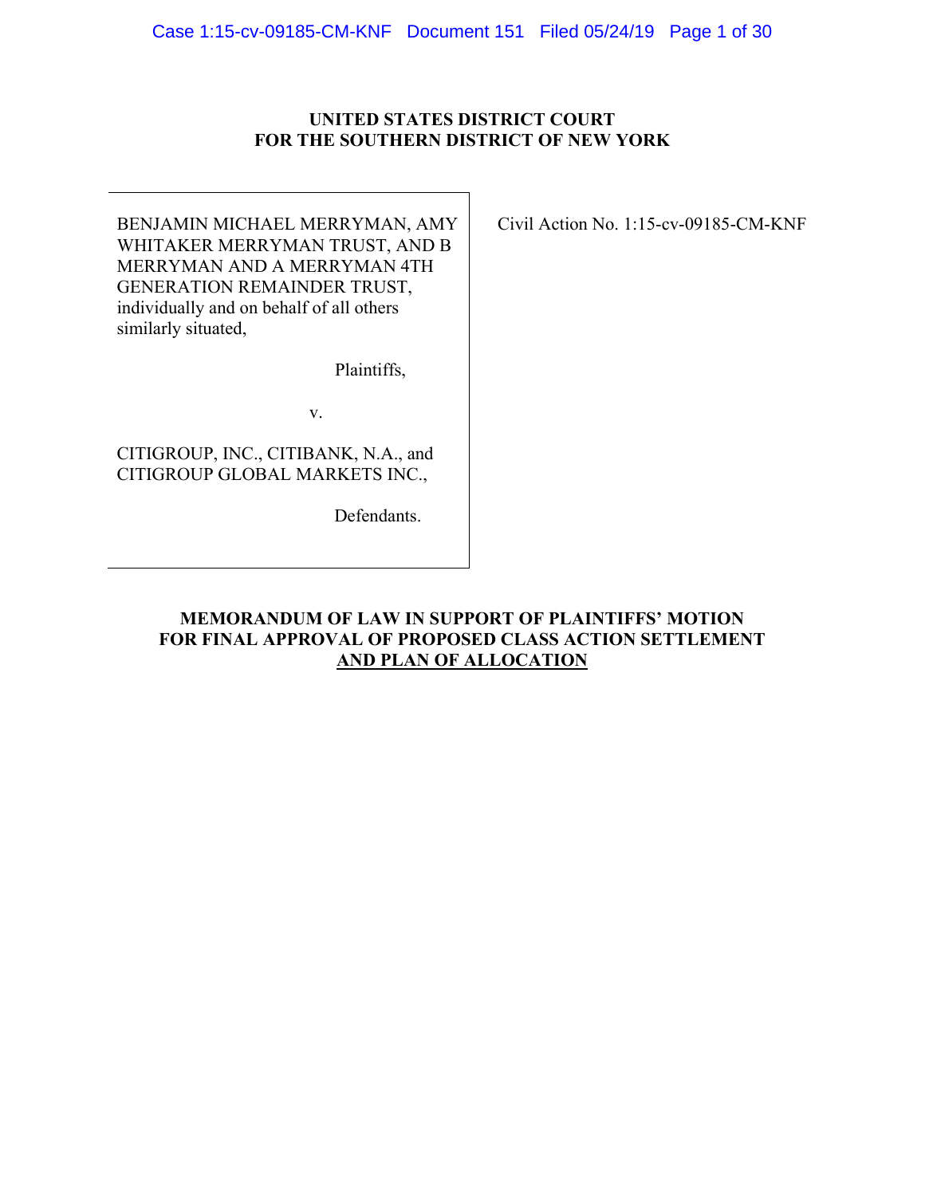**UNITED STATES DISTRICT COURT**
**FOR THE SOUTHERN DISTRICT OF NEW YORK**

| | |
|---|---|
| BENJAMIN MICHAEL MERRYMAN, AMY WHITAKER MERRYMAN TRUST, AND B MERRYMAN AND A MERRYMAN 4TH GENERATION REMAINDER TRUST, individually and on behalf of all others similarly situated,<br><br>Plaintiffs,<br><br>v.<br><br>CITIGROUP, INC., CITIBANK, N.A., and CITIGROUP GLOBAL MARKETS INC.,<br><br>Defendants. | Civil Action No. 1:15-cv-09185-CM-KNF |

**MEMORANDUM OF LAW IN SUPPORT OF PLAINTIFFS' MOTION FOR FINAL APPROVAL OF PROPOSED CLASS ACTION SETTLEMENT AND PLAN OF ALLOCATION**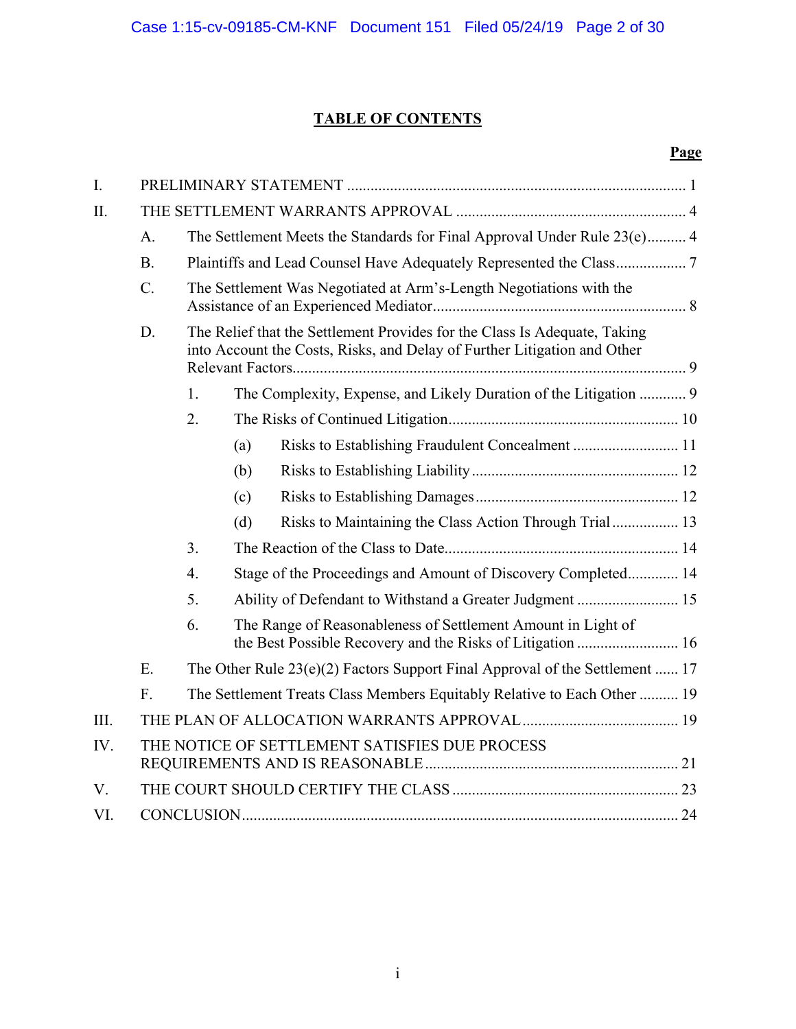# TABLE OF CONTENTS

**Page**

I. PRELIMINARY STATEMENT ....... 1

II. THE SETTLEMENT WARRANTS APPROVAL ....... 4

- A. The Settlement Meets the Standards for Final Approval Under Rule 23(e) ....... 4
- B. Plaintiffs and Lead Counsel Have Adequately Represented the Class ....... 7
- C. The Settlement Was Negotiated at Arm's-Length Negotiations with the Assistance of an Experienced Mediator ....... 8
- D. The Relief that the Settlement Provides for the Class Is Adequate, Taking into Account the Costs, Risks, and Delay of Further Litigation and Other Relevant Factors ....... 9
  1. The Complexity, Expense, and Likely Duration of the Litigation ....... 9
  2. The Risks of Continued Litigation ....... 10
     - (a) Risks to Establishing Fraudulent Concealment ....... 11
     - (b) Risks to Establishing Liability ....... 12
     - (c) Risks to Establishing Damages ....... 12
     - (d) Risks to Maintaining the Class Action Through Trial ....... 13
  3. The Reaction of the Class to Date ....... 14
  4. Stage of the Proceedings and Amount of Discovery Completed ....... 14
  5. Ability of Defendant to Withstand a Greater Judgment ....... 15
  6. The Range of Reasonableness of Settlement Amount in Light of the Best Possible Recovery and the Risks of Litigation ....... 16
- E. The Other Rule 23(e)(2) Factors Support Final Approval of the Settlement ....... 17
- F. The Settlement Treats Class Members Equitably Relative to Each Other ....... 19

III. THE PLAN OF ALLOCATION WARRANTS APPROVAL ....... 19

IV. THE NOTICE OF SETTLEMENT SATISFIES DUE PROCESS REQUIREMENTS AND IS REASONABLE ....... 21

V. THE COURT SHOULD CERTIFY THE CLASS ....... 23

VI. CONCLUSION ....... 24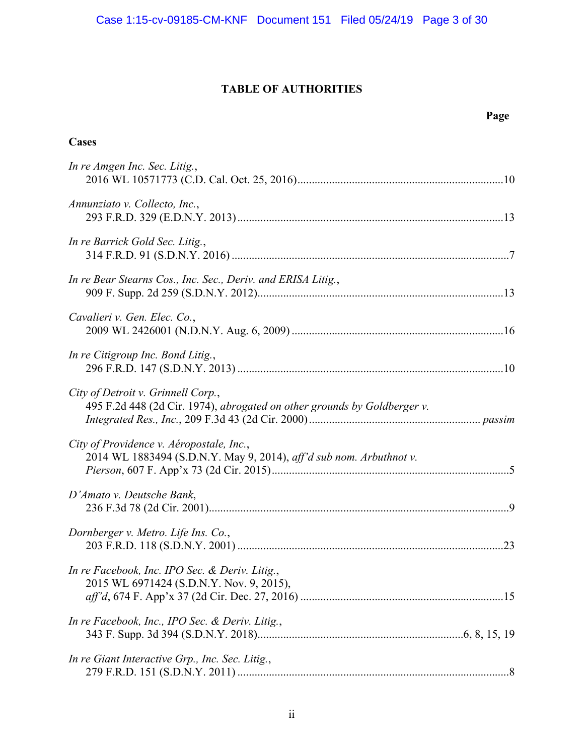# TABLE OF AUTHORITIES

**Page**

### Cases

*In re Amgen Inc. Sec. Litig.*,
2016 WL 10571773 (C.D. Cal. Oct. 25, 2016)........................................................................10

*Annunziato v. Collecto, Inc.*,
293 F.R.D. 329 (E.D.N.Y. 2013)............................................................................................13

*In re Barrick Gold Sec. Litig.*,
314 F.R.D. 91 (S.D.N.Y. 2016)................................................................................................7

*In re Bear Stearns Cos., Inc. Sec., Deriv. and ERISA Litig.*,
909 F. Supp. 2d 259 (S.D.N.Y. 2012)......................................................................................13

*Cavalieri v. Gen. Elec. Co.*,
2009 WL 2426001 (N.D.N.Y. Aug. 6, 2009)..........................................................................16

*In re Citigroup Inc. Bond Litig.*,
296 F.R.D. 147 (S.D.N.Y. 2013)............................................................................................10

*City of Detroit v. Grinnell Corp.*,
495 F.2d 448 (2d Cir. 1974), *abrogated on other grounds by Goldberger v. Integrated Res., Inc.*, 209 F.3d 43 (2d Cir. 2000)........................................................... *passim*

*City of Providence v. Aéropostale, Inc.*,
2014 WL 1883494 (S.D.N.Y. May 9, 2014), *aff'd sub nom. Arbuthnot v. Pierson*, 607 F. App'x 73 (2d Cir. 2015)..................................................................................5

*D'Amato v. Deutsche Bank*,
236 F.3d 78 (2d Cir. 2001)........................................................................................................9

*Dornberger v. Metro. Life Ins. Co.*,
203 F.R.D. 118 (S.D.N.Y. 2001)............................................................................................23

*In re Facebook, Inc. IPO Sec. & Deriv. Litig.*,
2015 WL 6971424 (S.D.N.Y. Nov. 9, 2015),
*aff'd*, 674 F. App'x 37 (2d Cir. Dec. 27, 2016)......................................................................15

*In re Facebook, Inc., IPO Sec. & Deriv. Litig.*,
343 F. Supp. 3d 394 (S.D.N.Y. 2018).......................................................................6, 8, 15, 19

*In re Giant Interactive Grp., Inc. Sec. Litig.*,
279 F.R.D. 151 (S.D.N.Y. 2011)..............................................................................................8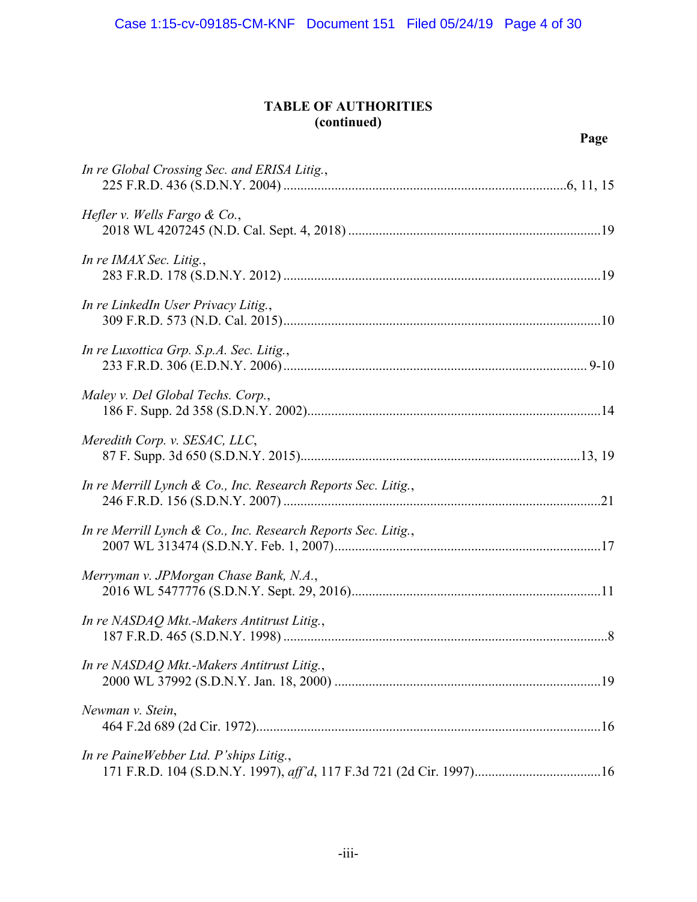## TABLE OF AUTHORITIES
## (continued)

**Page**

*In re Global Crossing Sec. and ERISA Litig.*,
225 F.R.D. 436 (S.D.N.Y. 2004) ....................................................................................6, 11, 15

*Hefler v. Wells Fargo & Co.*,
2018 WL 4207245 (N.D. Cal. Sept. 4, 2018) ..........................................................................19

*In re IMAX Sec. Litig.*,
283 F.R.D. 178 (S.D.N.Y. 2012) ............................................................................................19

*In re LinkedIn User Privacy Litig.*,
309 F.R.D. 573 (N.D. Cal. 2015)............................................................................................10

*In re Luxottica Grp. S.p.A. Sec. Litig.*,
233 F.R.D. 306 (E.D.N.Y. 2006) ........................................................................................ 9-10

*Maley v. Del Global Techs. Corp.*,
186 F. Supp. 2d 358 (S.D.N.Y. 2002).....................................................................................14

*Meredith Corp. v. SESAC, LLC*,
87 F. Supp. 3d 650 (S.D.N.Y. 2015)..................................................................................13, 19

*In re Merrill Lynch & Co., Inc. Research Reports Sec. Litig.*,
246 F.R.D. 156 (S.D.N.Y. 2007) ............................................................................................21

*In re Merrill Lynch & Co., Inc. Research Reports Sec. Litig.*,
2007 WL 313474 (S.D.N.Y. Feb. 1, 2007).............................................................................17

*Merryman v. JPMorgan Chase Bank, N.A.*,
2016 WL 5477776 (S.D.N.Y. Sept. 29, 2016).........................................................................11

*In re NASDAQ Mkt.-Makers Antitrust Litig.*,
187 F.R.D. 465 (S.D.N.Y. 1998) ..............................................................................................8

*In re NASDAQ Mkt.-Makers Antitrust Litig.*,
2000 WL 37992 (S.D.N.Y. Jan. 18, 2000) .............................................................................19

*Newman v. Stein*,
464 F.2d 689 (2d Cir. 1972)....................................................................................................16

*In re PaineWebber Ltd. P'ships Litig.*,
171 F.R.D. 104 (S.D.N.Y. 1997), *aff'd*, 117 F.3d 721 (2d Cir. 1997).....................................16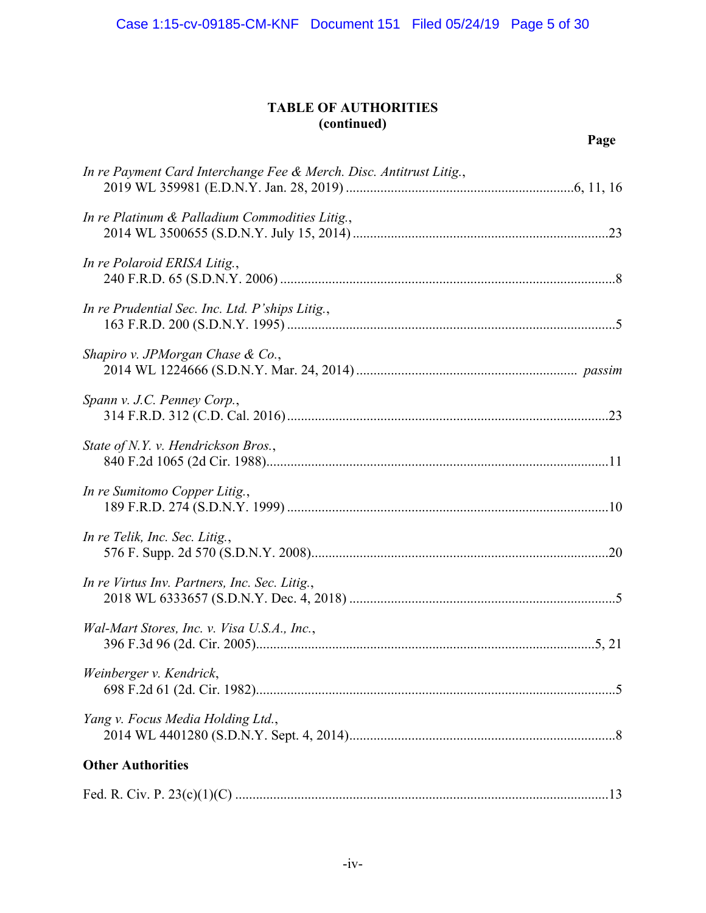## TABLE OF AUTHORITIES
## (continued)

**Page**

*In re Payment Card Interchange Fee & Merch. Disc. Antitrust Litig.*,
2019 WL 359981 (E.D.N.Y. Jan. 28, 2019) .......... 6, 11, 16

*In re Platinum & Palladium Commodities Litig.*,
2014 WL 3500655 (S.D.N.Y. July 15, 2014) .......... 23

*In re Polaroid ERISA Litig.*,
240 F.R.D. 65 (S.D.N.Y. 2006) .......... 8

*In re Prudential Sec. Inc. Ltd. P'ships Litig.*,
163 F.R.D. 200 (S.D.N.Y. 1995) .......... 5

*Shapiro v. JPMorgan Chase & Co.*,
2014 WL 1224666 (S.D.N.Y. Mar. 24, 2014) .......... *passim*

*Spann v. J.C. Penney Corp.*,
314 F.R.D. 312 (C.D. Cal. 2016) .......... 23

*State of N.Y. v. Hendrickson Bros.*,
840 F.2d 1065 (2d Cir. 1988) .......... 11

*In re Sumitomo Copper Litig.*,
189 F.R.D. 274 (S.D.N.Y. 1999) .......... 10

*In re Telik, Inc. Sec. Litig.*,
576 F. Supp. 2d 570 (S.D.N.Y. 2008) .......... 20

*In re Virtus Inv. Partners, Inc. Sec. Litig.*,
2018 WL 6333657 (S.D.N.Y. Dec. 4, 2018) .......... 5

*Wal-Mart Stores, Inc. v. Visa U.S.A., Inc.*,
396 F.3d 96 (2d. Cir. 2005) .......... 5, 21

*Weinberger v. Kendrick*,
698 F.2d 61 (2d. Cir. 1982) .......... 5

*Yang v. Focus Media Holding Ltd.*,
2014 WL 4401280 (S.D.N.Y. Sept. 4, 2014) .......... 8

**Other Authorities**

Fed. R. Civ. P. 23(c)(1)(C) .......... 13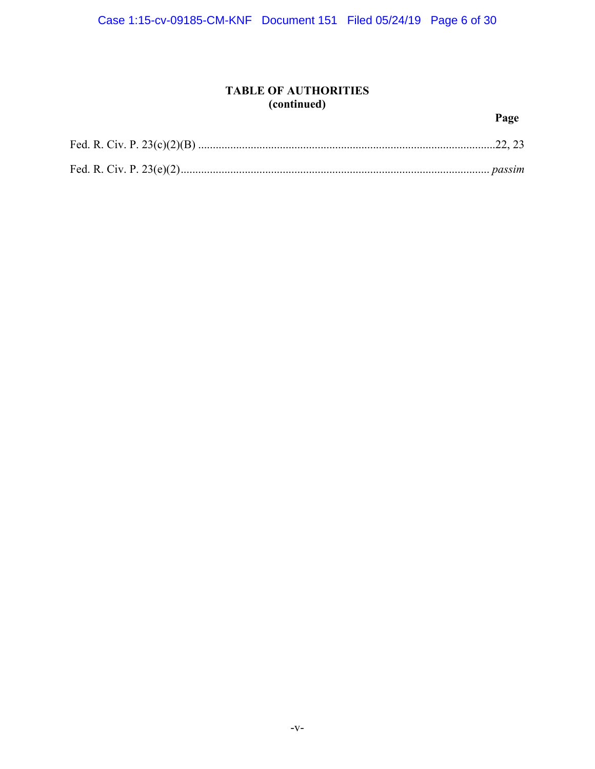# TABLE OF AUTHORITIES
## (continued)

**Page**

Fed. R. Civ. P. 23(c)(2)(B) ....................................................................................................22, 23

Fed. R. Civ. P. 23(e)(2)........................................................................................................... *passim*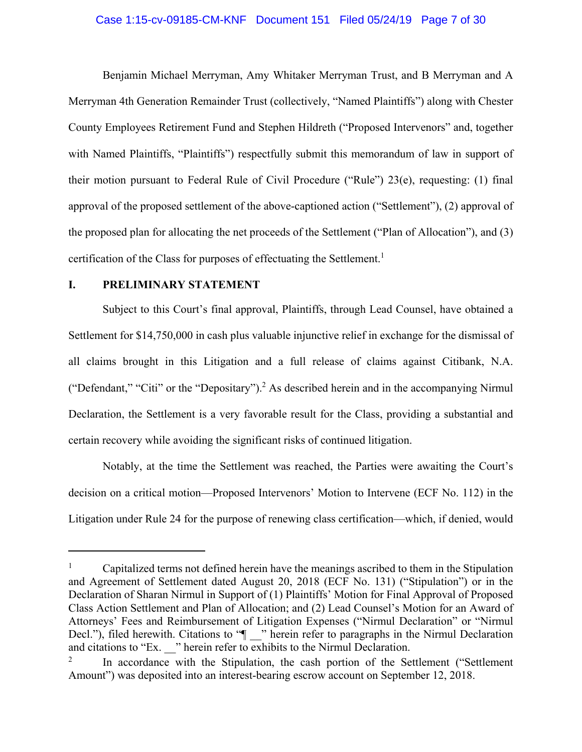Benjamin Michael Merryman, Amy Whitaker Merryman Trust, and B Merryman and A Merryman 4th Generation Remainder Trust (collectively, "Named Plaintiffs") along with Chester County Employees Retirement Fund and Stephen Hildreth ("Proposed Intervenors" and, together with Named Plaintiffs, "Plaintiffs") respectfully submit this memorandum of law in support of their motion pursuant to Federal Rule of Civil Procedure ("Rule") 23(e), requesting: (1) final approval of the proposed settlement of the above-captioned action ("Settlement"), (2) approval of the proposed plan for allocating the net proceeds of the Settlement ("Plan of Allocation"), and (3) certification of the Class for purposes of effectuating the Settlement.[1]

## I. PRELIMINARY STATEMENT

Subject to this Court's final approval, Plaintiffs, through Lead Counsel, have obtained a Settlement for $14,750,000 in cash plus valuable injunctive relief in exchange for the dismissal of all claims brought in this Litigation and a full release of claims against Citibank, N.A. ("Defendant," "Citi" or the "Depositary").[2] As described herein and in the accompanying Nirmul Declaration, the Settlement is a very favorable result for the Class, providing a substantial and certain recovery while avoiding the significant risks of continued litigation.

Notably, at the time the Settlement was reached, the Parties were awaiting the Court's decision on a critical motion—Proposed Intervenors' Motion to Intervene (ECF No. 112) in the Litigation under Rule 24 for the purpose of renewing class certification—which, if denied, would

---

[1] Capitalized terms not defined herein have the meanings ascribed to them in the Stipulation and Agreement of Settlement dated August 20, 2018 (ECF No. 131) ("Stipulation") or in the Declaration of Sharan Nirmul in Support of (1) Plaintiffs' Motion for Final Approval of Proposed Class Action Settlement and Plan of Allocation; and (2) Lead Counsel's Motion for an Award of Attorneys' Fees and Reimbursement of Litigation Expenses ("Nirmul Declaration" or "Nirmul Decl."), filed herewith. Citations to "¶ __" herein refer to paragraphs in the Nirmul Declaration and citations to "Ex. __" herein refer to exhibits to the Nirmul Declaration.

[2] In accordance with the Stipulation, the cash portion of the Settlement ("Settlement Amount") was deposited into an interest-bearing escrow account on September 12, 2018.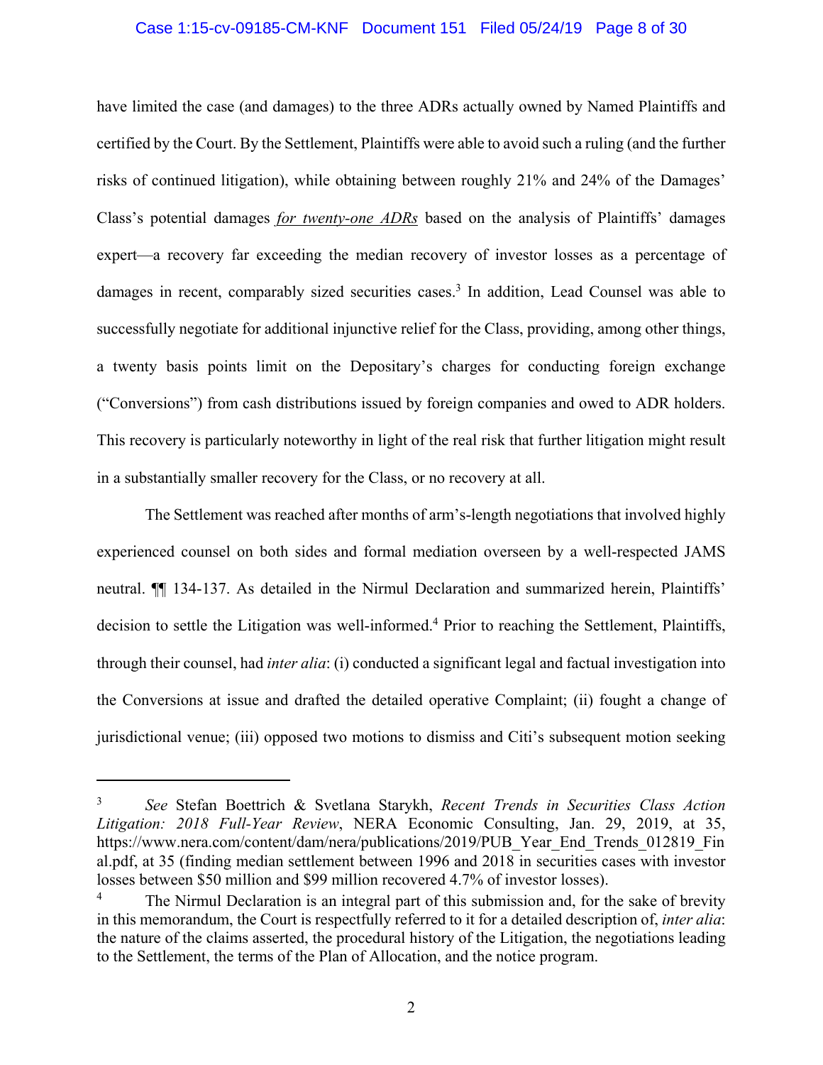have limited the case (and damages) to the three ADRs actually owned by Named Plaintiffs and certified by the Court. By the Settlement, Plaintiffs were able to avoid such a ruling (and the further risks of continued litigation), while obtaining between roughly 21% and 24% of the Damages' Class's potential damages *for twenty-one ADRs* based on the analysis of Plaintiffs' damages expert—a recovery far exceeding the median recovery of investor losses as a percentage of damages in recent, comparably sized securities cases.[3] In addition, Lead Counsel was able to successfully negotiate for additional injunctive relief for the Class, providing, among other things, a twenty basis points limit on the Depositary's charges for conducting foreign exchange ("Conversions") from cash distributions issued by foreign companies and owed to ADR holders. This recovery is particularly noteworthy in light of the real risk that further litigation might result in a substantially smaller recovery for the Class, or no recovery at all.

The Settlement was reached after months of arm's-length negotiations that involved highly experienced counsel on both sides and formal mediation overseen by a well-respected JAMS neutral. ¶¶ 134-137. As detailed in the Nirmul Declaration and summarized herein, Plaintiffs' decision to settle the Litigation was well-informed.[4] Prior to reaching the Settlement, Plaintiffs, through their counsel, had *inter alia*: (i) conducted a significant legal and factual investigation into the Conversions at issue and drafted the detailed operative Complaint; (ii) fought a change of jurisdictional venue; (iii) opposed two motions to dismiss and Citi's subsequent motion seeking

---

[3] *See* Stefan Boettrich & Svetlana Starykh, *Recent Trends in Securities Class Action Litigation: 2018 Full-Year Review*, NERA Economic Consulting, Jan. 29, 2019, at 35, https://www.nera.com/content/dam/nera/publications/2019/PUB_Year_End_Trends_012819_Final.pdf, at 35 (finding median settlement between 1996 and 2018 in securities cases with investor losses between $50 million and $99 million recovered 4.7% of investor losses).

[4] The Nirmul Declaration is an integral part of this submission and, for the sake of brevity in this memorandum, the Court is respectfully referred to it for a detailed description of, *inter alia*: the nature of the claims asserted, the procedural history of the Litigation, the negotiations leading to the Settlement, the terms of the Plan of Allocation, and the notice program.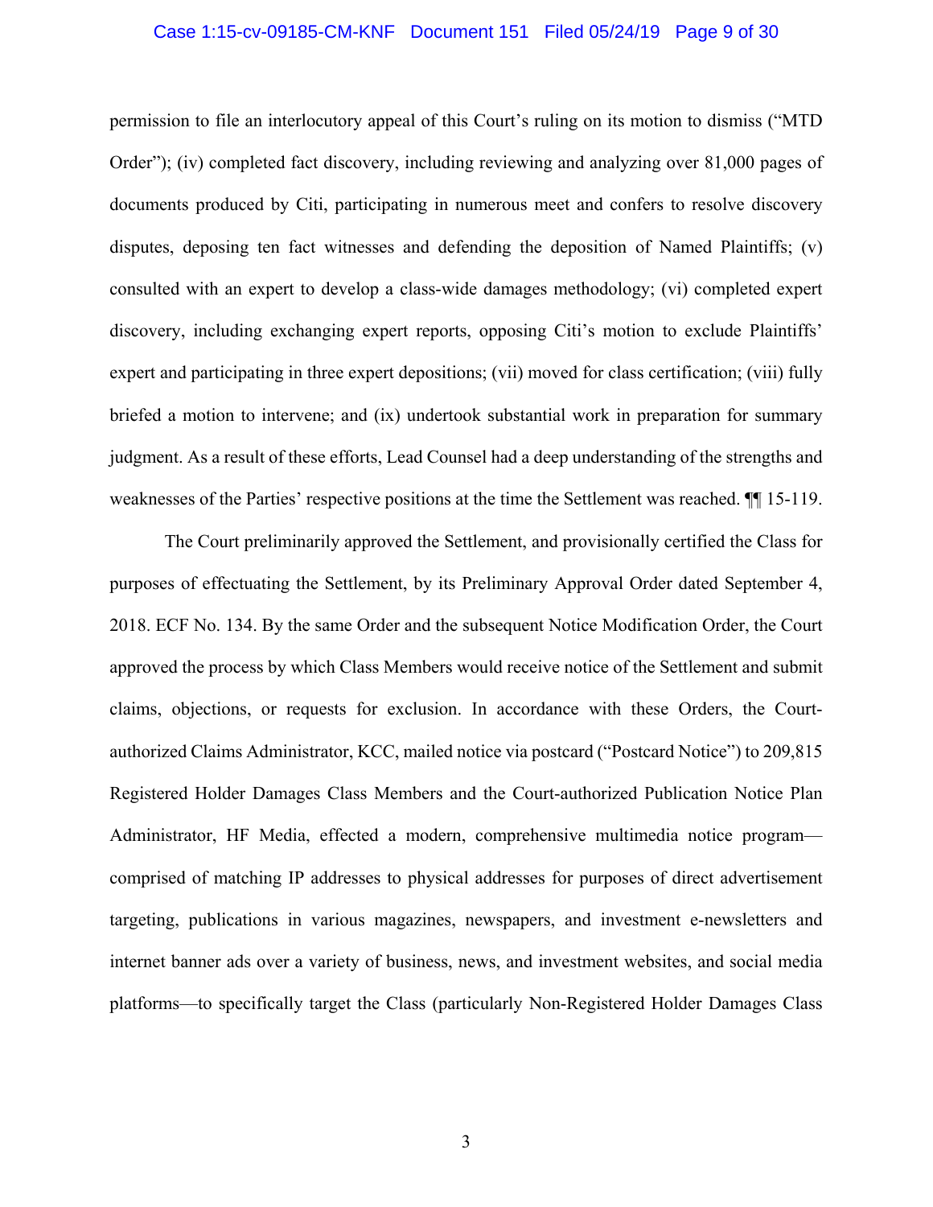permission to file an interlocutory appeal of this Court's ruling on its motion to dismiss ("MTD Order"); (iv) completed fact discovery, including reviewing and analyzing over 81,000 pages of documents produced by Citi, participating in numerous meet and confers to resolve discovery disputes, deposing ten fact witnesses and defending the deposition of Named Plaintiffs; (v) consulted with an expert to develop a class-wide damages methodology; (vi) completed expert discovery, including exchanging expert reports, opposing Citi's motion to exclude Plaintiffs' expert and participating in three expert depositions; (vii) moved for class certification; (viii) fully briefed a motion to intervene; and (ix) undertook substantial work in preparation for summary judgment. As a result of these efforts, Lead Counsel had a deep understanding of the strengths and weaknesses of the Parties' respective positions at the time the Settlement was reached. ¶¶ 15-119.

The Court preliminarily approved the Settlement, and provisionally certified the Class for purposes of effectuating the Settlement, by its Preliminary Approval Order dated September 4, 2018. ECF No. 134. By the same Order and the subsequent Notice Modification Order, the Court approved the process by which Class Members would receive notice of the Settlement and submit claims, objections, or requests for exclusion. In accordance with these Orders, the Court-authorized Claims Administrator, KCC, mailed notice via postcard ("Postcard Notice") to 209,815 Registered Holder Damages Class Members and the Court-authorized Publication Notice Plan Administrator, HF Media, effected a modern, comprehensive multimedia notice program—comprised of matching IP addresses to physical addresses for purposes of direct advertisement targeting, publications in various magazines, newspapers, and investment e-newsletters and internet banner ads over a variety of business, news, and investment websites, and social media platforms—to specifically target the Class (particularly Non-Registered Holder Damages Class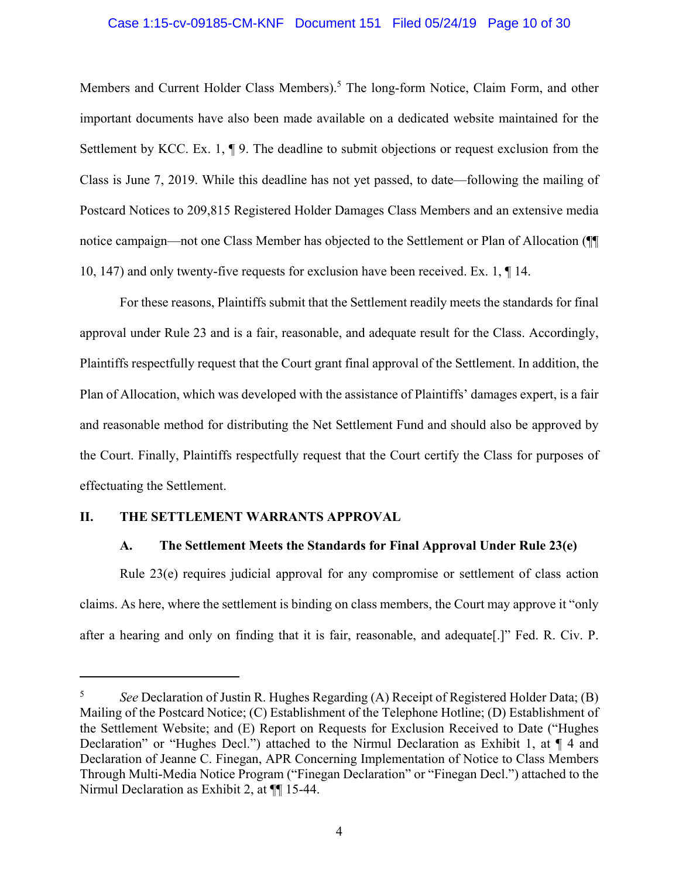Members and Current Holder Class Members).[5] The long-form Notice, Claim Form, and other important documents have also been made available on a dedicated website maintained for the Settlement by KCC. Ex. 1, ¶ 9. The deadline to submit objections or request exclusion from the Class is June 7, 2019. While this deadline has not yet passed, to date—following the mailing of Postcard Notices to 209,815 Registered Holder Damages Class Members and an extensive media notice campaign—not one Class Member has objected to the Settlement or Plan of Allocation (¶¶ 10, 147) and only twenty-five requests for exclusion have been received. Ex. 1, ¶ 14.

For these reasons, Plaintiffs submit that the Settlement readily meets the standards for final approval under Rule 23 and is a fair, reasonable, and adequate result for the Class. Accordingly, Plaintiffs respectfully request that the Court grant final approval of the Settlement. In addition, the Plan of Allocation, which was developed with the assistance of Plaintiffs' damages expert, is a fair and reasonable method for distributing the Net Settlement Fund and should also be approved by the Court. Finally, Plaintiffs respectfully request that the Court certify the Class for purposes of effectuating the Settlement.

## II. THE SETTLEMENT WARRANTS APPROVAL

### A. The Settlement Meets the Standards for Final Approval Under Rule 23(e)

Rule 23(e) requires judicial approval for any compromise or settlement of class action claims. As here, where the settlement is binding on class members, the Court may approve it "only after a hearing and only on finding that it is fair, reasonable, and adequate[.]" Fed. R. Civ. P.

---

[5] *See* Declaration of Justin R. Hughes Regarding (A) Receipt of Registered Holder Data; (B) Mailing of the Postcard Notice; (C) Establishment of the Telephone Hotline; (D) Establishment of the Settlement Website; and (E) Report on Requests for Exclusion Received to Date ("Hughes Declaration" or "Hughes Decl.") attached to the Nirmul Declaration as Exhibit 1, at ¶ 4 and Declaration of Jeanne C. Finegan, APR Concerning Implementation of Notice to Class Members Through Multi-Media Notice Program ("Finegan Declaration" or "Finegan Decl.") attached to the Nirmul Declaration as Exhibit 2, at ¶¶ 15-44.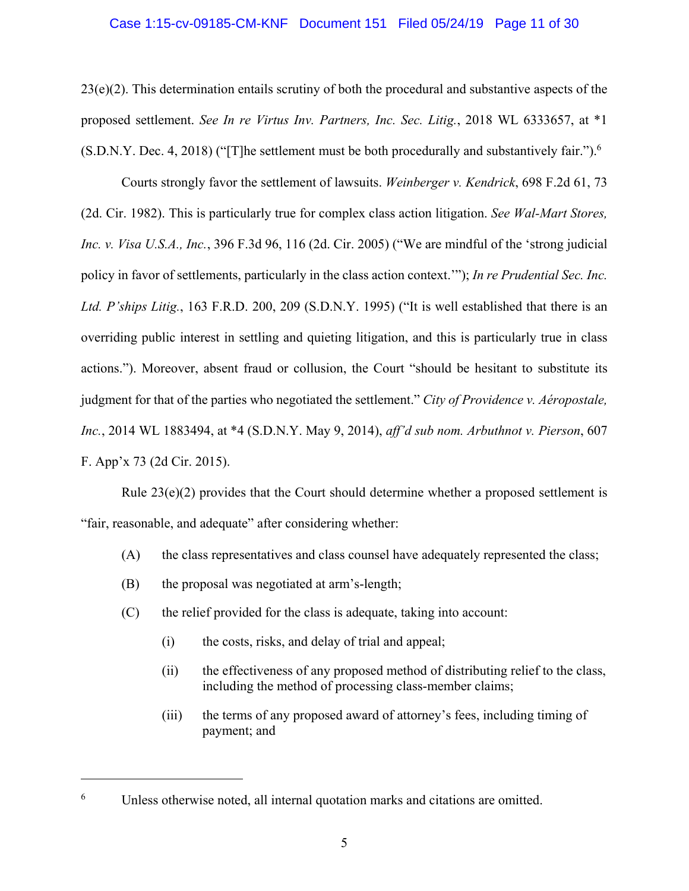23(e)(2). This determination entails scrutiny of both the procedural and substantive aspects of the proposed settlement. *See In re Virtus Inv. Partners, Inc. Sec. Litig.*, 2018 WL 6333657, at *1 (S.D.N.Y. Dec. 4, 2018) ("[T]he settlement must be both procedurally and substantively fair.").[6]

Courts strongly favor the settlement of lawsuits. *Weinberger v. Kendrick*, 698 F.2d 61, 73 (2d. Cir. 1982). This is particularly true for complex class action litigation. *See Wal-Mart Stores, Inc. v. Visa U.S.A., Inc.*, 396 F.3d 96, 116 (2d. Cir. 2005) ("We are mindful of the 'strong judicial policy in favor of settlements, particularly in the class action context.'"); *In re Prudential Sec. Inc. Ltd. P'ships Litig.*, 163 F.R.D. 200, 209 (S.D.N.Y. 1995) ("It is well established that there is an overriding public interest in settling and quieting litigation, and this is particularly true in class actions."). Moreover, absent fraud or collusion, the Court "should be hesitant to substitute its judgment for that of the parties who negotiated the settlement." *City of Providence v. Aéropostale, Inc.*, 2014 WL 1883494, at *4 (S.D.N.Y. May 9, 2014), *aff'd sub nom. Arbuthnot v. Pierson*, 607 F. App'x 73 (2d Cir. 2015).

Rule 23(e)(2) provides that the Court should determine whether a proposed settlement is "fair, reasonable, and adequate" after considering whether:

(A) the class representatives and class counsel have adequately represented the class;

(B) the proposal was negotiated at arm's-length;

(C) the relief provided for the class is adequate, taking into account:

  (i) the costs, risks, and delay of trial and appeal;

  (ii) the effectiveness of any proposed method of distributing relief to the class, including the method of processing class-member claims;

  (iii) the terms of any proposed award of attorney's fees, including timing of payment; and

---

[6] Unless otherwise noted, all internal quotation marks and citations are omitted.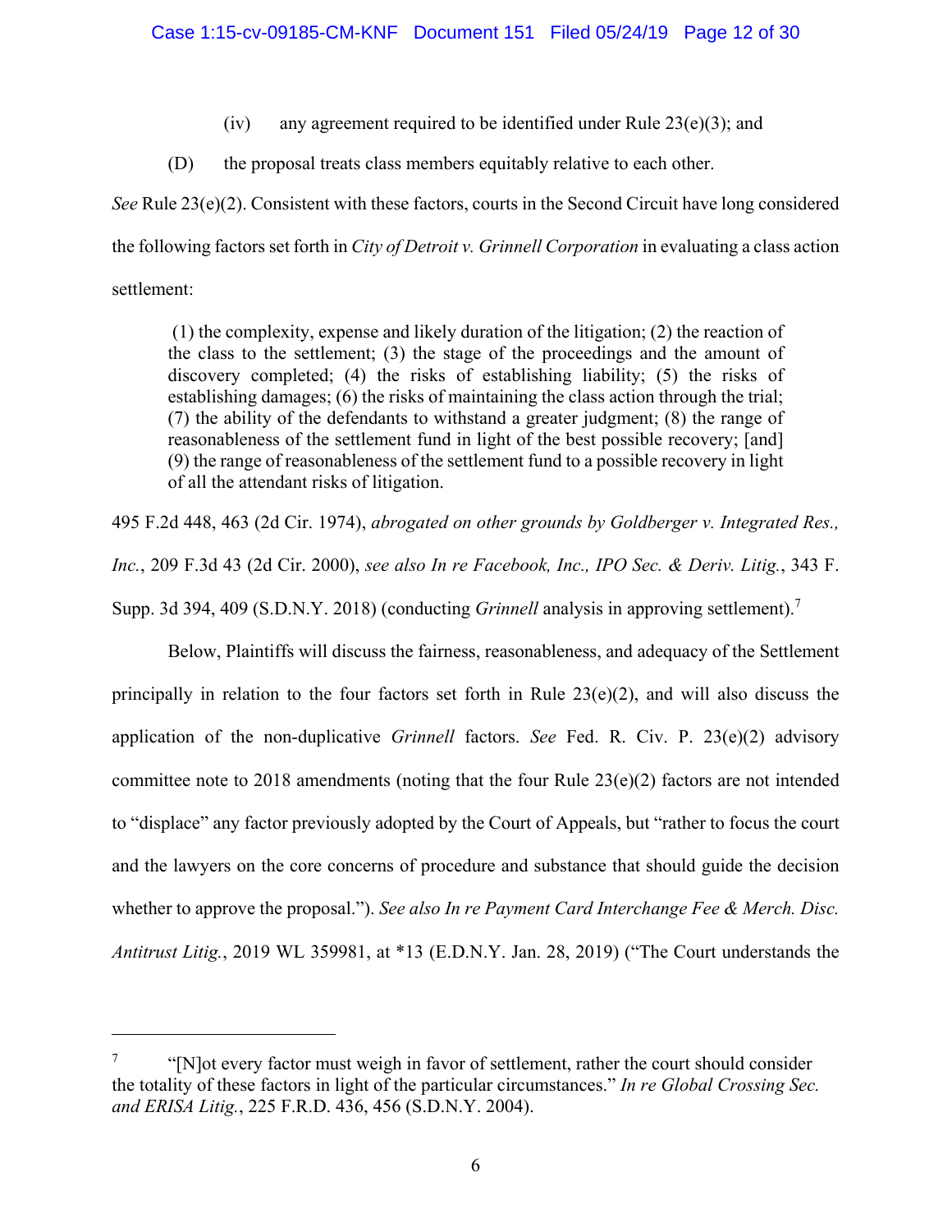(iv) any agreement required to be identified under Rule 23(e)(3); and

(D) the proposal treats class members equitably relative to each other.

*See* Rule 23(e)(2). Consistent with these factors, courts in the Second Circuit have long considered the following factors set forth in *City of Detroit v. Grinnell Corporation* in evaluating a class action settlement:

> (1) the complexity, expense and likely duration of the litigation; (2) the reaction of the class to the settlement; (3) the stage of the proceedings and the amount of discovery completed; (4) the risks of establishing liability; (5) the risks of establishing damages; (6) the risks of maintaining the class action through the trial; (7) the ability of the defendants to withstand a greater judgment; (8) the range of reasonableness of the settlement fund in light of the best possible recovery; [and] (9) the range of reasonableness of the settlement fund to a possible recovery in light of all the attendant risks of litigation.

495 F.2d 448, 463 (2d Cir. 1974), *abrogated on other grounds by Goldberger v. Integrated Res., Inc.*, 209 F.3d 43 (2d Cir. 2000), *see also In re Facebook, Inc., IPO Sec. & Deriv. Litig.*, 343 F. Supp. 3d 394, 409 (S.D.N.Y. 2018) (conducting *Grinnell* analysis in approving settlement).[7]

Below, Plaintiffs will discuss the fairness, reasonableness, and adequacy of the Settlement principally in relation to the four factors set forth in Rule 23(e)(2), and will also discuss the application of the non-duplicative *Grinnell* factors. *See* Fed. R. Civ. P. 23(e)(2) advisory committee note to 2018 amendments (noting that the four Rule 23(e)(2) factors are not intended to "displace" any factor previously adopted by the Court of Appeals, but "rather to focus the court and the lawyers on the core concerns of procedure and substance that should guide the decision whether to approve the proposal."). *See also In re Payment Card Interchange Fee & Merch. Disc. Antitrust Litig.*, 2019 WL 359981, at *13 (E.D.N.Y. Jan. 28, 2019) ("The Court understands the

---

[7] "[N]ot every factor must weigh in favor of settlement, rather the court should consider the totality of these factors in light of the particular circumstances." *In re Global Crossing Sec. and ERISA Litig.*, 225 F.R.D. 436, 456 (S.D.N.Y. 2004).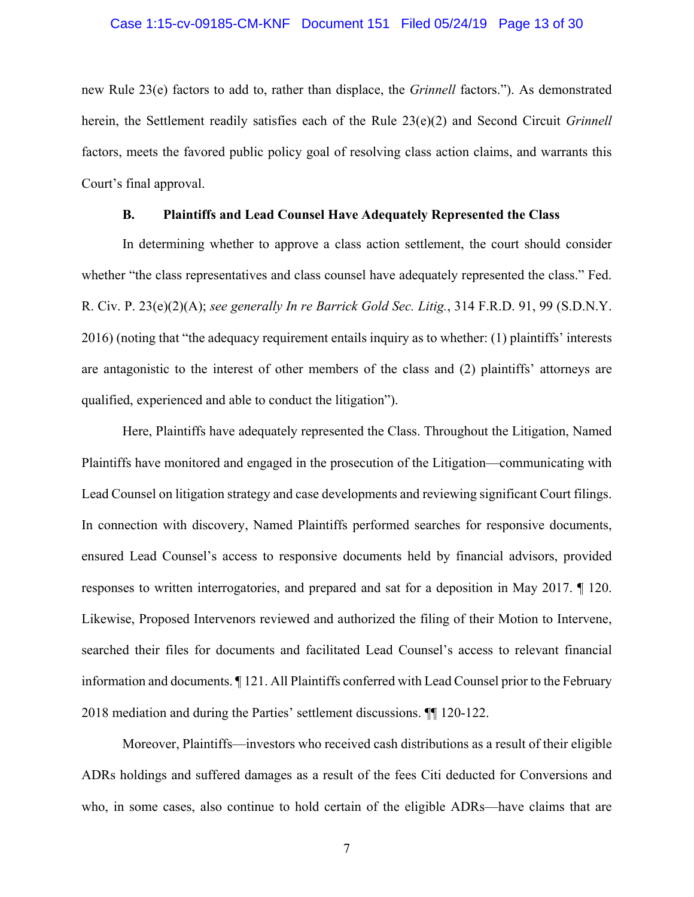new Rule 23(e) factors to add to, rather than displace, the *Grinnell* factors."). As demonstrated herein, the Settlement readily satisfies each of the Rule 23(e)(2) and Second Circuit *Grinnell* factors, meets the favored public policy goal of resolving class action claims, and warrants this Court's final approval.

### B. Plaintiffs and Lead Counsel Have Adequately Represented the Class

In determining whether to approve a class action settlement, the court should consider whether "the class representatives and class counsel have adequately represented the class." Fed. R. Civ. P. 23(e)(2)(A); *see generally In re Barrick Gold Sec. Litig.*, 314 F.R.D. 91, 99 (S.D.N.Y. 2016) (noting that "the adequacy requirement entails inquiry as to whether: (1) plaintiffs' interests are antagonistic to the interest of other members of the class and (2) plaintiffs' attorneys are qualified, experienced and able to conduct the litigation").

Here, Plaintiffs have adequately represented the Class. Throughout the Litigation, Named Plaintiffs have monitored and engaged in the prosecution of the Litigation—communicating with Lead Counsel on litigation strategy and case developments and reviewing significant Court filings. In connection with discovery, Named Plaintiffs performed searches for responsive documents, ensured Lead Counsel's access to responsive documents held by financial advisors, provided responses to written interrogatories, and prepared and sat for a deposition in May 2017. ¶ 120. Likewise, Proposed Intervenors reviewed and authorized the filing of their Motion to Intervene, searched their files for documents and facilitated Lead Counsel's access to relevant financial information and documents. ¶ 121. All Plaintiffs conferred with Lead Counsel prior to the February 2018 mediation and during the Parties' settlement discussions. ¶¶ 120-122.

Moreover, Plaintiffs—investors who received cash distributions as a result of their eligible ADRs holdings and suffered damages as a result of the fees Citi deducted for Conversions and who, in some cases, also continue to hold certain of the eligible ADRs—have claims that are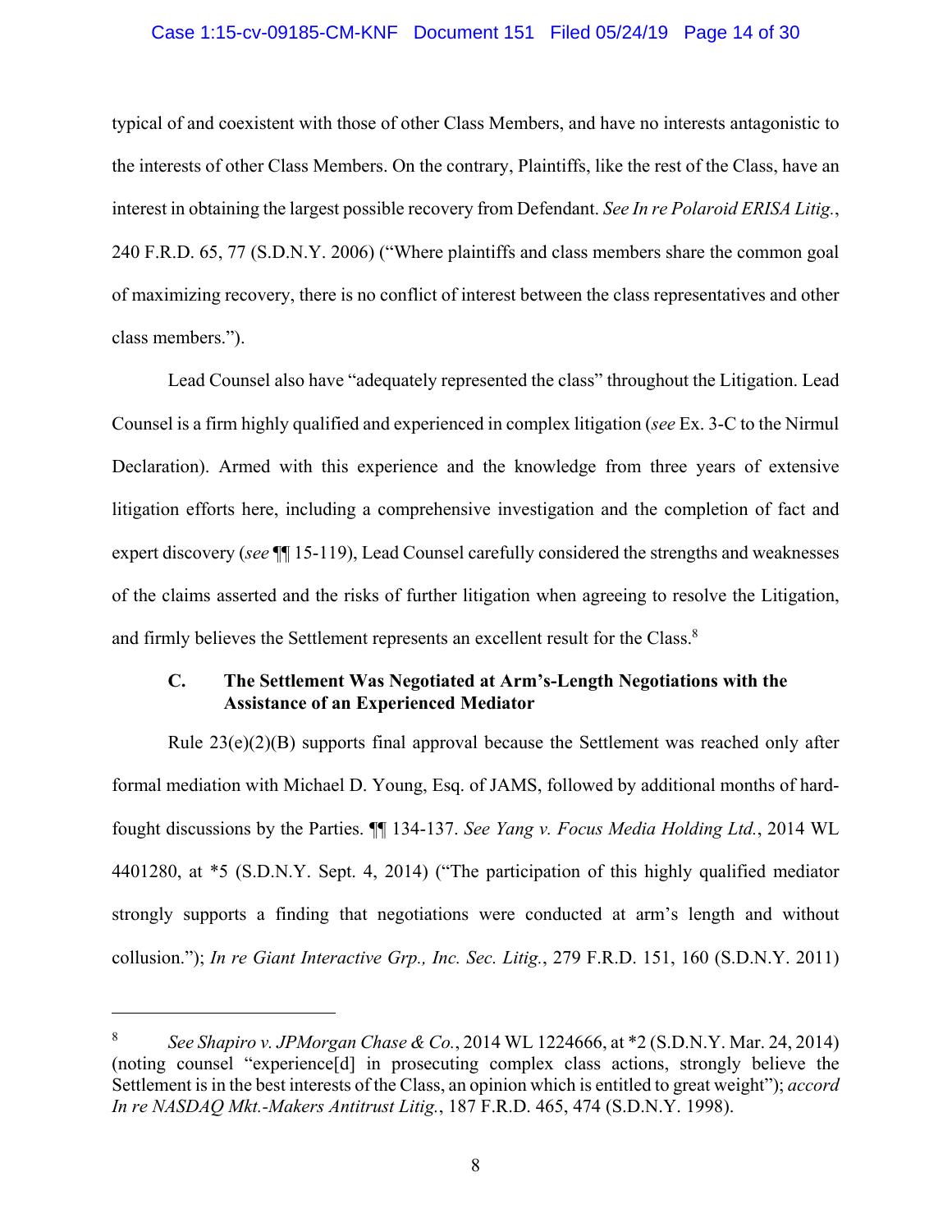typical of and coexistent with those of other Class Members, and have no interests antagonistic to the interests of other Class Members. On the contrary, Plaintiffs, like the rest of the Class, have an interest in obtaining the largest possible recovery from Defendant. *See In re Polaroid ERISA Litig.*, 240 F.R.D. 65, 77 (S.D.N.Y. 2006) ("Where plaintiffs and class members share the common goal of maximizing recovery, there is no conflict of interest between the class representatives and other class members.").

Lead Counsel also have "adequately represented the class" throughout the Litigation. Lead Counsel is a firm highly qualified and experienced in complex litigation (*see* Ex. 3-C to the Nirmul Declaration). Armed with this experience and the knowledge from three years of extensive litigation efforts here, including a comprehensive investigation and the completion of fact and expert discovery (*see* ¶¶ 15-119), Lead Counsel carefully considered the strengths and weaknesses of the claims asserted and the risks of further litigation when agreeing to resolve the Litigation, and firmly believes the Settlement represents an excellent result for the Class.[8]

### C. The Settlement Was Negotiated at Arm's-Length Negotiations with the Assistance of an Experienced Mediator

Rule 23(e)(2)(B) supports final approval because the Settlement was reached only after formal mediation with Michael D. Young, Esq. of JAMS, followed by additional months of hard-fought discussions by the Parties. ¶¶ 134-137. *See Yang v. Focus Media Holding Ltd.*, 2014 WL 4401280, at *5 (S.D.N.Y. Sept. 4, 2014) ("The participation of this highly qualified mediator strongly supports a finding that negotiations were conducted at arm's length and without collusion."); *In re Giant Interactive Grp., Inc. Sec. Litig.*, 279 F.R.D. 151, 160 (S.D.N.Y. 2011)

---

[8] *See Shapiro v. JPMorgan Chase & Co.*, 2014 WL 1224666, at *2 (S.D.N.Y. Mar. 24, 2014) (noting counsel "experience[d] in prosecuting complex class actions, strongly believe the Settlement is in the best interests of the Class, an opinion which is entitled to great weight"); *accord In re NASDAQ Mkt.-Makers Antitrust Litig.*, 187 F.R.D. 465, 474 (S.D.N.Y. 1998).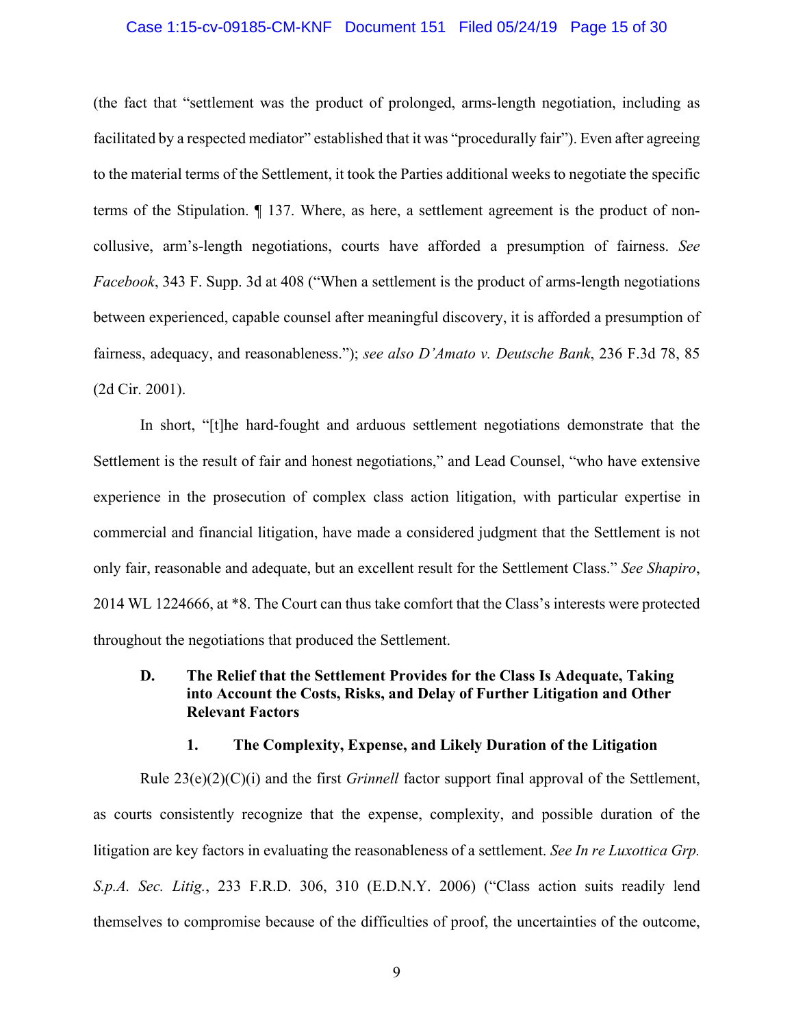(the fact that "settlement was the product of prolonged, arms-length negotiation, including as facilitated by a respected mediator" established that it was "procedurally fair"). Even after agreeing to the material terms of the Settlement, it took the Parties additional weeks to negotiate the specific terms of the Stipulation. ¶ 137. Where, as here, a settlement agreement is the product of non-collusive, arm's-length negotiations, courts have afforded a presumption of fairness. *See Facebook*, 343 F. Supp. 3d at 408 ("When a settlement is the product of arms-length negotiations between experienced, capable counsel after meaningful discovery, it is afforded a presumption of fairness, adequacy, and reasonableness."); *see also D'Amato v. Deutsche Bank*, 236 F.3d 78, 85 (2d Cir. 2001).

In short, "[t]he hard-fought and arduous settlement negotiations demonstrate that the Settlement is the result of fair and honest negotiations," and Lead Counsel, "who have extensive experience in the prosecution of complex class action litigation, with particular expertise in commercial and financial litigation, have made a considered judgment that the Settlement is not only fair, reasonable and adequate, but an excellent result for the Settlement Class." *See Shapiro*, 2014 WL 1224666, at *8. The Court can thus take comfort that the Class's interests were protected throughout the negotiations that produced the Settlement.

### D. The Relief that the Settlement Provides for the Class Is Adequate, Taking into Account the Costs, Risks, and Delay of Further Litigation and Other Relevant Factors

#### 1. The Complexity, Expense, and Likely Duration of the Litigation

Rule 23(e)(2)(C)(i) and the first *Grinnell* factor support final approval of the Settlement, as courts consistently recognize that the expense, complexity, and possible duration of the litigation are key factors in evaluating the reasonableness of a settlement. *See In re Luxottica Grp. S.p.A. Sec. Litig.*, 233 F.R.D. 306, 310 (E.D.N.Y. 2006) ("Class action suits readily lend themselves to compromise because of the difficulties of proof, the uncertainties of the outcome,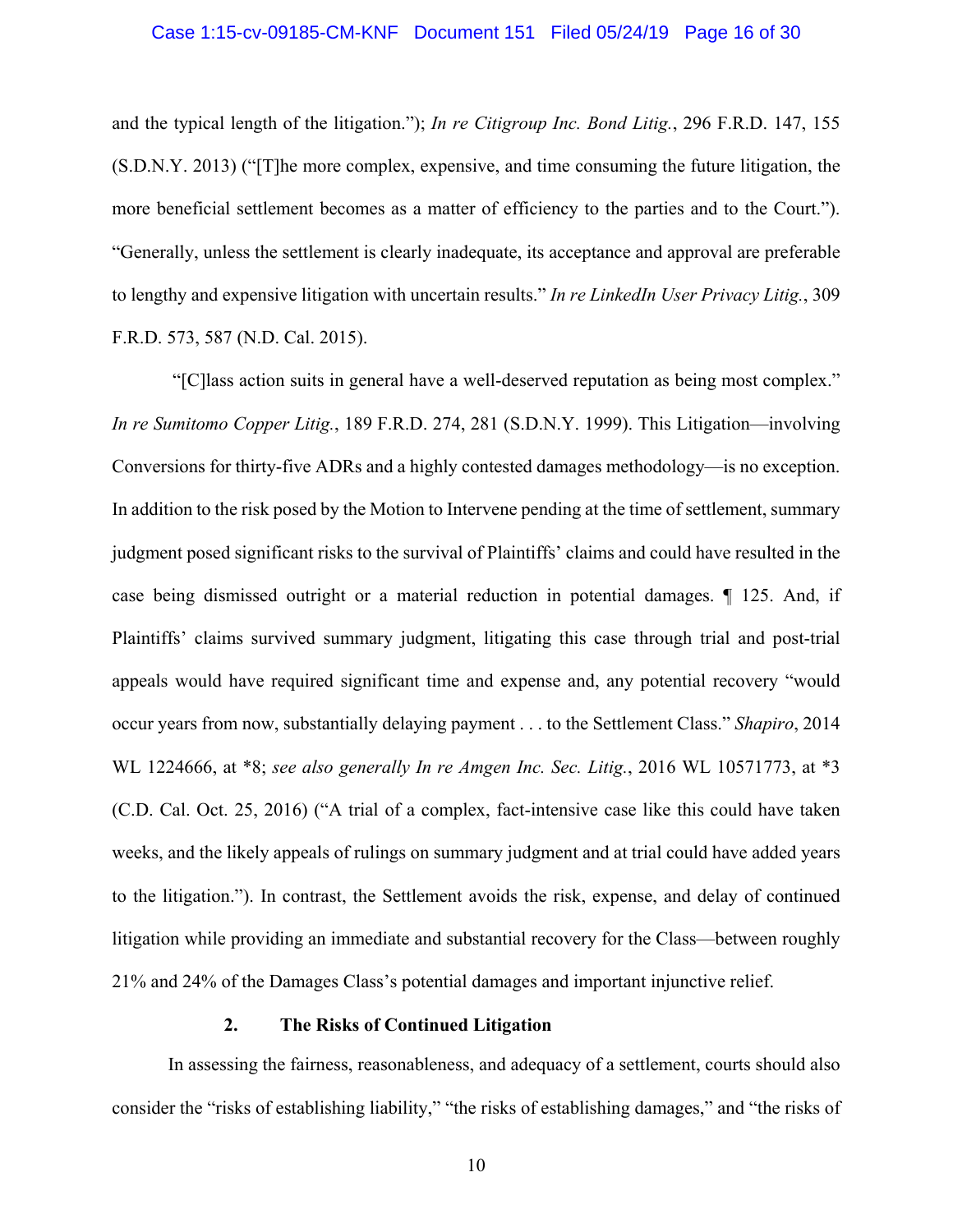and the typical length of the litigation."); *In re Citigroup Inc. Bond Litig.*, 296 F.R.D. 147, 155 (S.D.N.Y. 2013) ("[T]he more complex, expensive, and time consuming the future litigation, the more beneficial settlement becomes as a matter of efficiency to the parties and to the Court."). "Generally, unless the settlement is clearly inadequate, its acceptance and approval are preferable to lengthy and expensive litigation with uncertain results." *In re LinkedIn User Privacy Litig.*, 309 F.R.D. 573, 587 (N.D. Cal. 2015).

"[C]lass action suits in general have a well-deserved reputation as being most complex." *In re Sumitomo Copper Litig.*, 189 F.R.D. 274, 281 (S.D.N.Y. 1999). This Litigation—involving Conversions for thirty-five ADRs and a highly contested damages methodology—is no exception. In addition to the risk posed by the Motion to Intervene pending at the time of settlement, summary judgment posed significant risks to the survival of Plaintiffs' claims and could have resulted in the case being dismissed outright or a material reduction in potential damages. ¶ 125. And, if Plaintiffs' claims survived summary judgment, litigating this case through trial and post-trial appeals would have required significant time and expense and, any potential recovery "would occur years from now, substantially delaying payment . . . to the Settlement Class." *Shapiro*, 2014 WL 1224666, at *8; *see also generally In re Amgen Inc. Sec. Litig.*, 2016 WL 10571773, at *3 (C.D. Cal. Oct. 25, 2016) ("A trial of a complex, fact-intensive case like this could have taken weeks, and the likely appeals of rulings on summary judgment and at trial could have added years to the litigation."). In contrast, the Settlement avoids the risk, expense, and delay of continued litigation while providing an immediate and substantial recovery for the Class—between roughly 21% and 24% of the Damages Class's potential damages and important injunctive relief.

### 2. The Risks of Continued Litigation

In assessing the fairness, reasonableness, and adequacy of a settlement, courts should also consider the "risks of establishing liability," "the risks of establishing damages," and "the risks of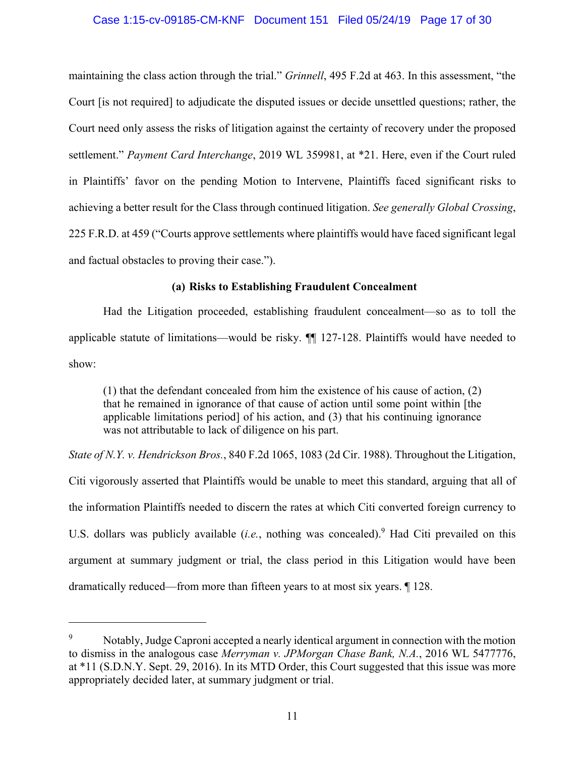maintaining the class action through the trial." *Grinnell*, 495 F.2d at 463. In this assessment, "the Court [is not required] to adjudicate the disputed issues or decide unsettled questions; rather, the Court need only assess the risks of litigation against the certainty of recovery under the proposed settlement." *Payment Card Interchange*, 2019 WL 359981, at *21. Here, even if the Court ruled in Plaintiffs' favor on the pending Motion to Intervene, Plaintiffs faced significant risks to achieving a better result for the Class through continued litigation. *See generally Global Crossing*, 225 F.R.D. at 459 ("Courts approve settlements where plaintiffs would have faced significant legal and factual obstacles to proving their case.").

**(a) Risks to Establishing Fraudulent Concealment**

Had the Litigation proceeded, establishing fraudulent concealment—so as to toll the applicable statute of limitations—would be risky. ¶¶ 127-128. Plaintiffs would have needed to show:

> (1) that the defendant concealed from him the existence of his cause of action, (2) that he remained in ignorance of that cause of action until some point within [the applicable limitations period] of his action, and (3) that his continuing ignorance was not attributable to lack of diligence on his part.

*State of N.Y. v. Hendrickson Bros.*, 840 F.2d 1065, 1083 (2d Cir. 1988). Throughout the Litigation, Citi vigorously asserted that Plaintiffs would be unable to meet this standard, arguing that all of the information Plaintiffs needed to discern the rates at which Citi converted foreign currency to U.S. dollars was publicly available (*i.e.*, nothing was concealed).[9] Had Citi prevailed on this argument at summary judgment or trial, the class period in this Litigation would have been dramatically reduced—from more than fifteen years to at most six years. ¶ 128.

---

[9] Notably, Judge Caproni accepted a nearly identical argument in connection with the motion to dismiss in the analogous case *Merryman v. JPMorgan Chase Bank, N.A.*, 2016 WL 5477776, at *11 (S.D.N.Y. Sept. 29, 2016). In its MTD Order, this Court suggested that this issue was more appropriately decided later, at summary judgment or trial.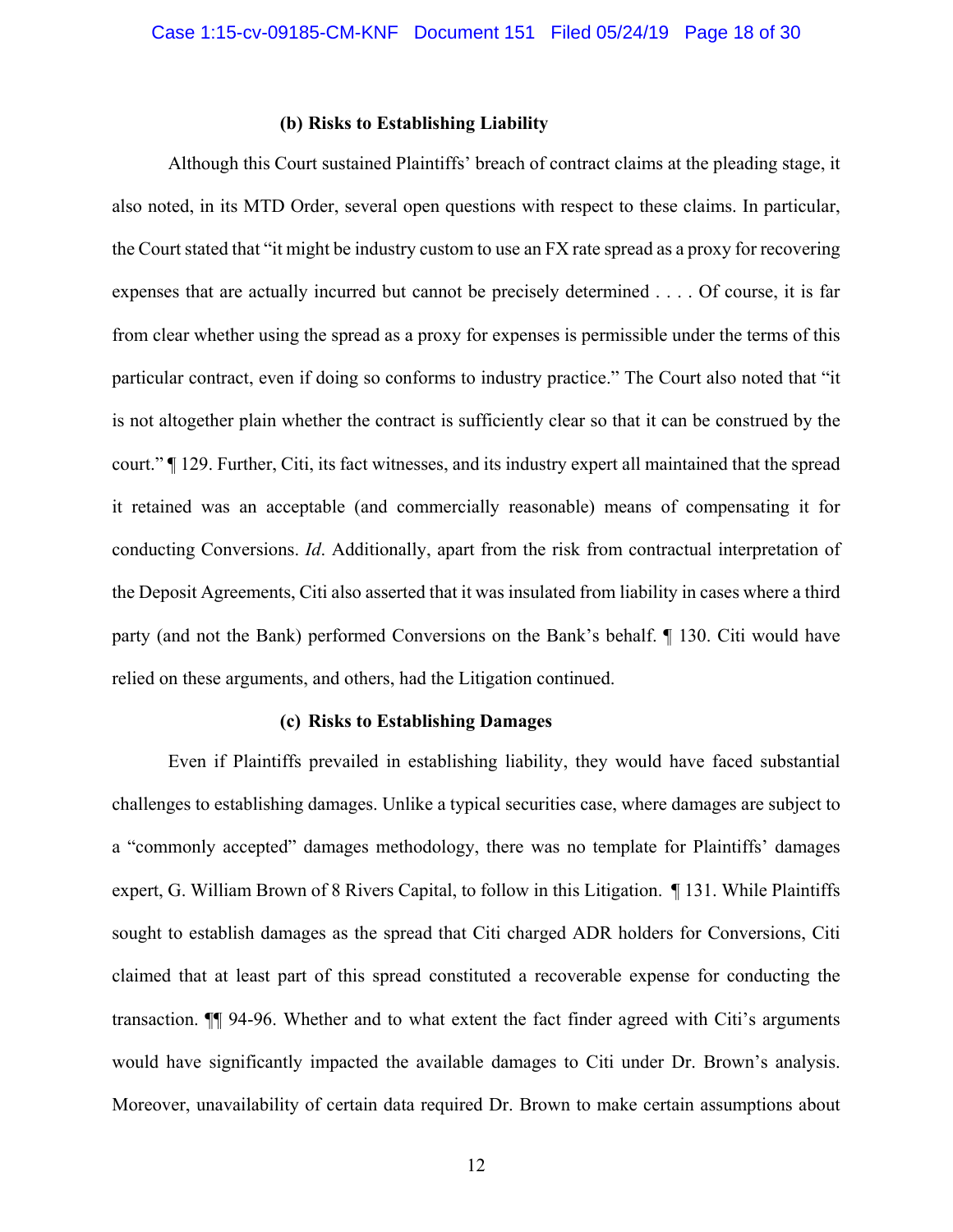### (b) Risks to Establishing Liability

Although this Court sustained Plaintiffs' breach of contract claims at the pleading stage, it also noted, in its MTD Order, several open questions with respect to these claims. In particular, the Court stated that "it might be industry custom to use an FX rate spread as a proxy for recovering expenses that are actually incurred but cannot be precisely determined . . . . Of course, it is far from clear whether using the spread as a proxy for expenses is permissible under the terms of this particular contract, even if doing so conforms to industry practice." The Court also noted that "it is not altogether plain whether the contract is sufficiently clear so that it can be construed by the court." ¶ 129. Further, Citi, its fact witnesses, and its industry expert all maintained that the spread it retained was an acceptable (and commercially reasonable) means of compensating it for conducting Conversions. *Id*. Additionally, apart from the risk from contractual interpretation of the Deposit Agreements, Citi also asserted that it was insulated from liability in cases where a third party (and not the Bank) performed Conversions on the Bank's behalf. ¶ 130. Citi would have relied on these arguments, and others, had the Litigation continued.

### (c) Risks to Establishing Damages

Even if Plaintiffs prevailed in establishing liability, they would have faced substantial challenges to establishing damages. Unlike a typical securities case, where damages are subject to a "commonly accepted" damages methodology, there was no template for Plaintiffs' damages expert, G. William Brown of 8 Rivers Capital, to follow in this Litigation. ¶ 131. While Plaintiffs sought to establish damages as the spread that Citi charged ADR holders for Conversions, Citi claimed that at least part of this spread constituted a recoverable expense for conducting the transaction. ¶¶ 94-96. Whether and to what extent the fact finder agreed with Citi's arguments would have significantly impacted the available damages to Citi under Dr. Brown's analysis. Moreover, unavailability of certain data required Dr. Brown to make certain assumptions about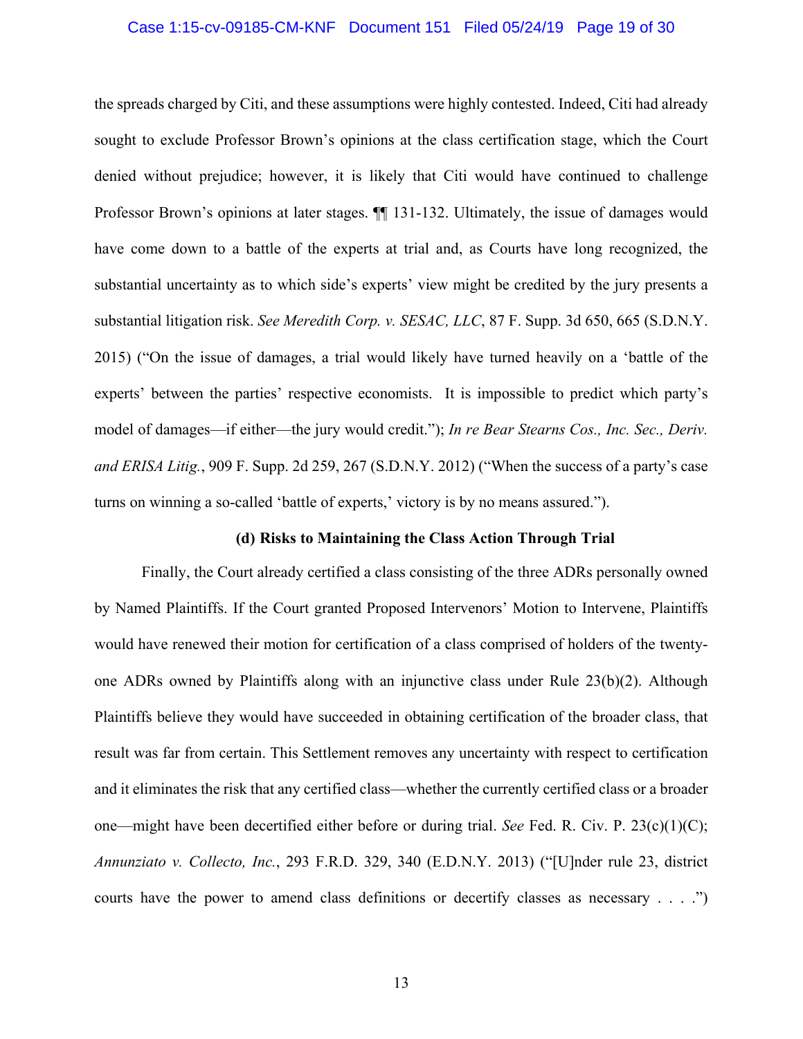the spreads charged by Citi, and these assumptions were highly contested. Indeed, Citi had already sought to exclude Professor Brown's opinions at the class certification stage, which the Court denied without prejudice; however, it is likely that Citi would have continued to challenge Professor Brown's opinions at later stages. ¶¶ 131-132. Ultimately, the issue of damages would have come down to a battle of the experts at trial and, as Courts have long recognized, the substantial uncertainty as to which side's experts' view might be credited by the jury presents a substantial litigation risk. *See Meredith Corp. v. SESAC, LLC*, 87 F. Supp. 3d 650, 665 (S.D.N.Y. 2015) ("On the issue of damages, a trial would likely have turned heavily on a 'battle of the experts' between the parties' respective economists. It is impossible to predict which party's model of damages—if either—the jury would credit."); *In re Bear Stearns Cos., Inc. Sec., Deriv. and ERISA Litig.*, 909 F. Supp. 2d 259, 267 (S.D.N.Y. 2012) ("When the success of a party's case turns on winning a so-called 'battle of experts,' victory is by no means assured.").

**(d) Risks to Maintaining the Class Action Through Trial**

Finally, the Court already certified a class consisting of the three ADRs personally owned by Named Plaintiffs. If the Court granted Proposed Intervenors' Motion to Intervene, Plaintiffs would have renewed their motion for certification of a class comprised of holders of the twenty-one ADRs owned by Plaintiffs along with an injunctive class under Rule 23(b)(2). Although Plaintiffs believe they would have succeeded in obtaining certification of the broader class, that result was far from certain. This Settlement removes any uncertainty with respect to certification and it eliminates the risk that any certified class—whether the currently certified class or a broader one—might have been decertified either before or during trial. *See* Fed. R. Civ. P. 23(c)(1)(C); *Annunziato v. Collecto, Inc.*, 293 F.R.D. 329, 340 (E.D.N.Y. 2013) ("[U]nder rule 23, district courts have the power to amend class definitions or decertify classes as necessary . . . .")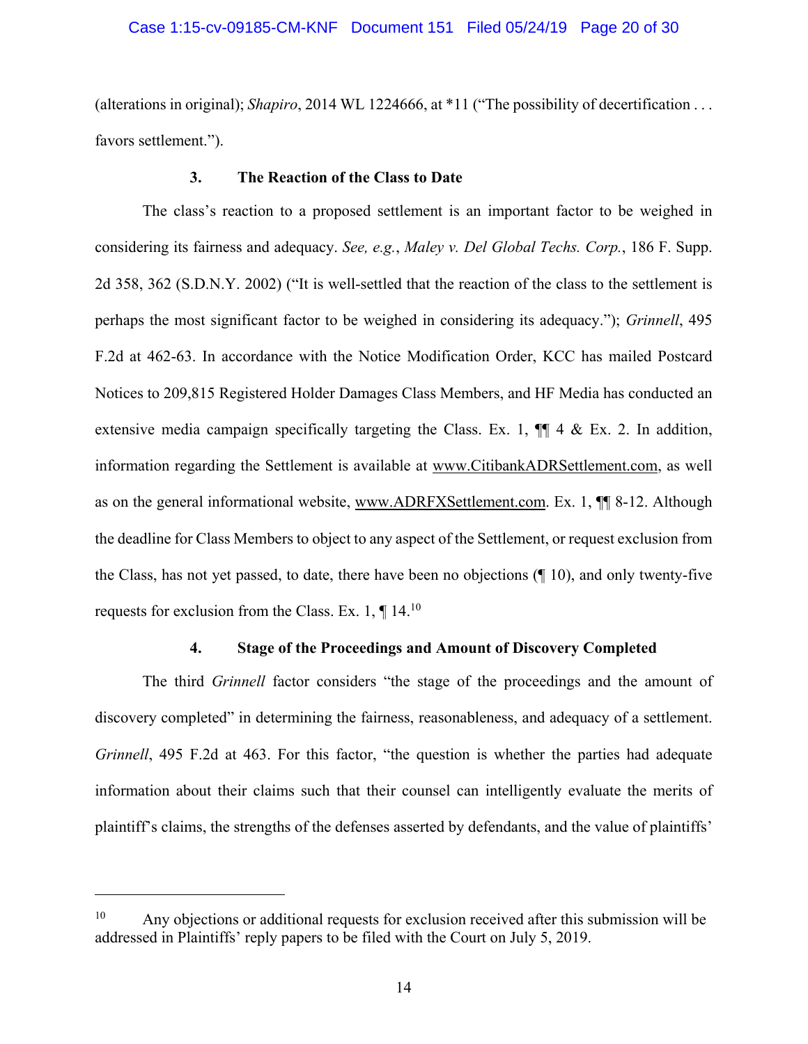(alterations in original); *Shapiro*, 2014 WL 1224666, at *11 ("The possibility of decertification . . . favors settlement.").

### 3. The Reaction of the Class to Date

The class's reaction to a proposed settlement is an important factor to be weighed in considering its fairness and adequacy. *See, e.g.*, *Maley v. Del Global Techs. Corp.*, 186 F. Supp. 2d 358, 362 (S.D.N.Y. 2002) ("It is well-settled that the reaction of the class to the settlement is perhaps the most significant factor to be weighed in considering its adequacy."); *Grinnell*, 495 F.2d at 462-63. In accordance with the Notice Modification Order, KCC has mailed Postcard Notices to 209,815 Registered Holder Damages Class Members, and HF Media has conducted an extensive media campaign specifically targeting the Class. Ex. 1, ¶¶ 4 & Ex. 2. In addition, information regarding the Settlement is available at www.CitibankADRSettlement.com, as well as on the general informational website, www.ADRFXSettlement.com. Ex. 1, ¶¶ 8-12. Although the deadline for Class Members to object to any aspect of the Settlement, or request exclusion from the Class, has not yet passed, to date, there have been no objections (¶ 10), and only twenty-five requests for exclusion from the Class. Ex. 1, ¶ 14.[10]

### 4. Stage of the Proceedings and Amount of Discovery Completed

The third *Grinnell* factor considers "the stage of the proceedings and the amount of discovery completed" in determining the fairness, reasonableness, and adequacy of a settlement. *Grinnell*, 495 F.2d at 463. For this factor, "the question is whether the parties had adequate information about their claims such that their counsel can intelligently evaluate the merits of plaintiff's claims, the strengths of the defenses asserted by defendants, and the value of plaintiffs'

---

[10] Any objections or additional requests for exclusion received after this submission will be addressed in Plaintiffs' reply papers to be filed with the Court on July 5, 2019.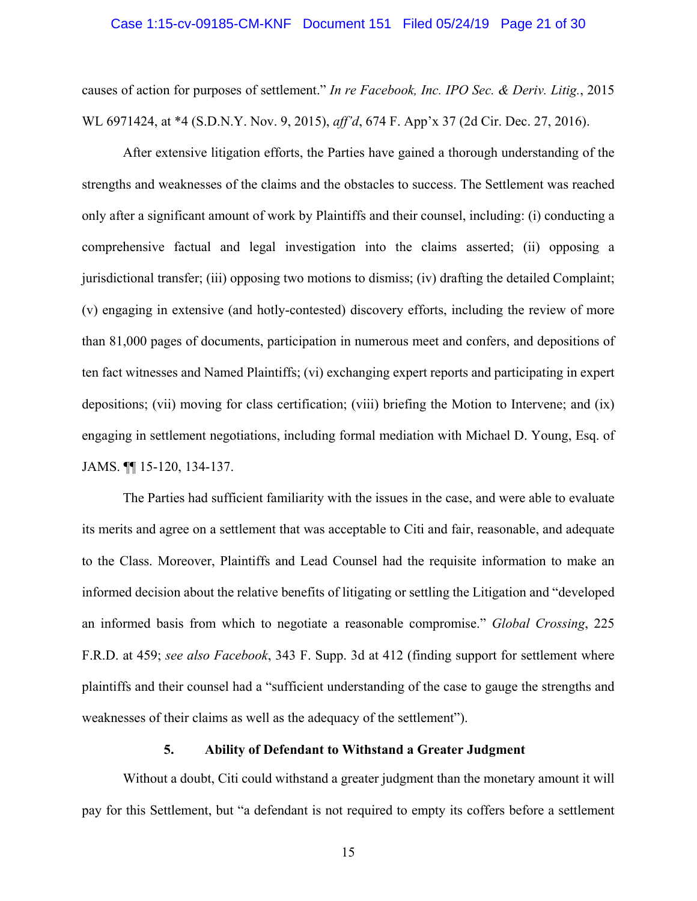causes of action for purposes of settlement." *In re Facebook, Inc. IPO Sec. & Deriv. Litig.*, 2015 WL 6971424, at *4 (S.D.N.Y. Nov. 9, 2015), *aff'd*, 674 F. App'x 37 (2d Cir. Dec. 27, 2016).

After extensive litigation efforts, the Parties have gained a thorough understanding of the strengths and weaknesses of the claims and the obstacles to success. The Settlement was reached only after a significant amount of work by Plaintiffs and their counsel, including: (i) conducting a comprehensive factual and legal investigation into the claims asserted; (ii) opposing a jurisdictional transfer; (iii) opposing two motions to dismiss; (iv) drafting the detailed Complaint; (v) engaging in extensive (and hotly-contested) discovery efforts, including the review of more than 81,000 pages of documents, participation in numerous meet and confers, and depositions of ten fact witnesses and Named Plaintiffs; (vi) exchanging expert reports and participating in expert depositions; (vii) moving for class certification; (viii) briefing the Motion to Intervene; and (ix) engaging in settlement negotiations, including formal mediation with Michael D. Young, Esq. of JAMS. ¶¶ 15-120, 134-137.

The Parties had sufficient familiarity with the issues in the case, and were able to evaluate its merits and agree on a settlement that was acceptable to Citi and fair, reasonable, and adequate to the Class. Moreover, Plaintiffs and Lead Counsel had the requisite information to make an informed decision about the relative benefits of litigating or settling the Litigation and "developed an informed basis from which to negotiate a reasonable compromise." *Global Crossing*, 225 F.R.D. at 459; *see also Facebook*, 343 F. Supp. 3d at 412 (finding support for settlement where plaintiffs and their counsel had a "sufficient understanding of the case to gauge the strengths and weaknesses of their claims as well as the adequacy of the settlement").

### 5. Ability of Defendant to Withstand a Greater Judgment

Without a doubt, Citi could withstand a greater judgment than the monetary amount it will pay for this Settlement, but "a defendant is not required to empty its coffers before a settlement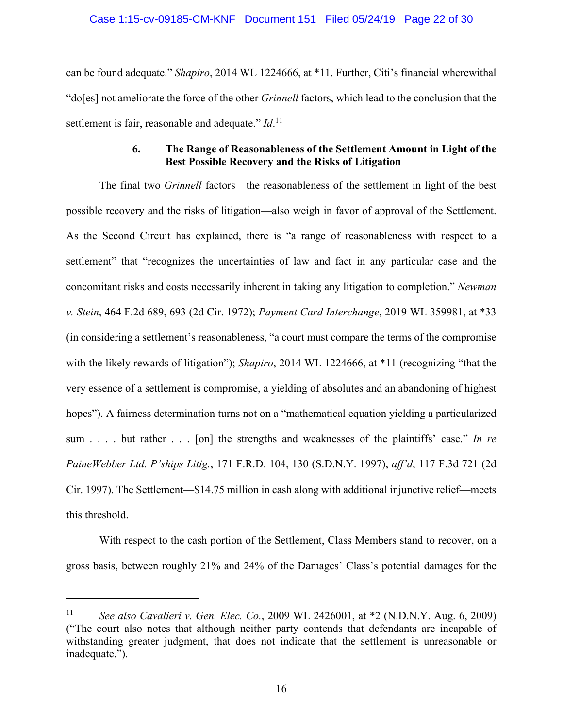can be found adequate." *Shapiro*, 2014 WL 1224666, at *11. Further, Citi's financial wherewithal "do[es] not ameliorate the force of the other *Grinnell* factors, which lead to the conclusion that the settlement is fair, reasonable and adequate." *Id*.[11]

### 6. The Range of Reasonableness of the Settlement Amount in Light of the Best Possible Recovery and the Risks of Litigation

The final two *Grinnell* factors—the reasonableness of the settlement in light of the best possible recovery and the risks of litigation—also weigh in favor of approval of the Settlement. As the Second Circuit has explained, there is "a range of reasonableness with respect to a settlement" that "recognizes the uncertainties of law and fact in any particular case and the concomitant risks and costs necessarily inherent in taking any litigation to completion." *Newman v. Stein*, 464 F.2d 689, 693 (2d Cir. 1972); *Payment Card Interchange*, 2019 WL 359981, at *33 (in considering a settlement's reasonableness, "a court must compare the terms of the compromise with the likely rewards of litigation"); *Shapiro*, 2014 WL 1224666, at *11 (recognizing "that the very essence of a settlement is compromise, a yielding of absolutes and an abandoning of highest hopes"). A fairness determination turns not on a "mathematical equation yielding a particularized sum . . . . but rather . . . [on] the strengths and weaknesses of the plaintiffs' case." *In re PaineWebber Ltd. P'ships Litig.*, 171 F.R.D. 104, 130 (S.D.N.Y. 1997), *aff'd*, 117 F.3d 721 (2d Cir. 1997). The Settlement—$14.75 million in cash along with additional injunctive relief—meets this threshold.

With respect to the cash portion of the Settlement, Class Members stand to recover, on a gross basis, between roughly 21% and 24% of the Damages' Class's potential damages for the

---

[11] *See also Cavalieri v. Gen. Elec. Co.*, 2009 WL 2426001, at *2 (N.D.N.Y. Aug. 6, 2009) ("The court also notes that although neither party contends that defendants are incapable of withstanding greater judgment, that does not indicate that the settlement is unreasonable or inadequate.").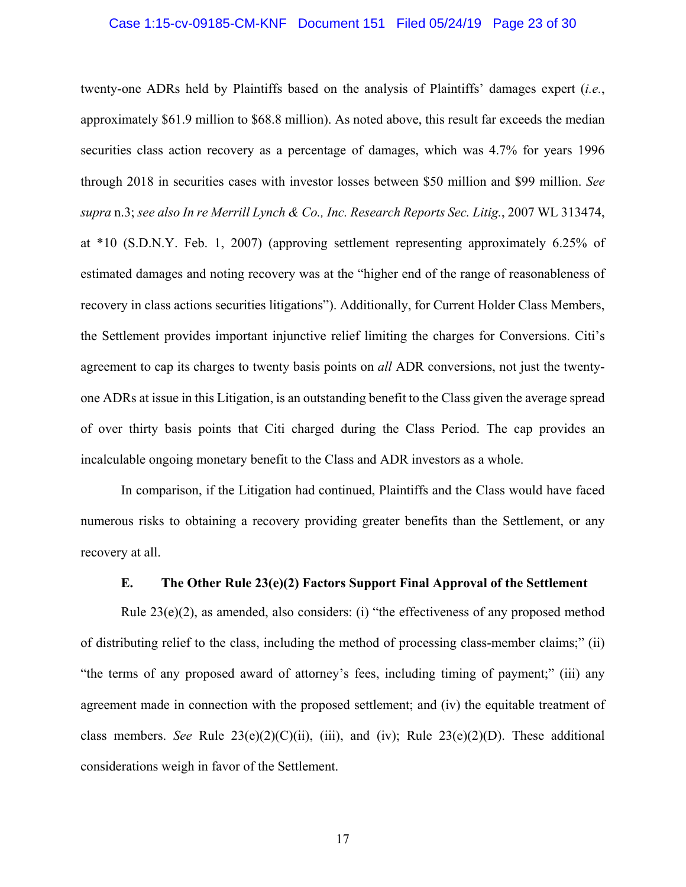twenty-one ADRs held by Plaintiffs based on the analysis of Plaintiffs' damages expert (*i.e.*, approximately $61.9 million to $68.8 million). As noted above, this result far exceeds the median securities class action recovery as a percentage of damages, which was 4.7% for years 1996 through 2018 in securities cases with investor losses between $50 million and $99 million. *See supra* n.3; *see also In re Merrill Lynch & Co., Inc. Research Reports Sec. Litig.*, 2007 WL 313474, at *10 (S.D.N.Y. Feb. 1, 2007) (approving settlement representing approximately 6.25% of estimated damages and noting recovery was at the "higher end of the range of reasonableness of recovery in class actions securities litigations"). Additionally, for Current Holder Class Members, the Settlement provides important injunctive relief limiting the charges for Conversions. Citi's agreement to cap its charges to twenty basis points on *all* ADR conversions, not just the twenty-one ADRs at issue in this Litigation, is an outstanding benefit to the Class given the average spread of over thirty basis points that Citi charged during the Class Period. The cap provides an incalculable ongoing monetary benefit to the Class and ADR investors as a whole.

In comparison, if the Litigation had continued, Plaintiffs and the Class would have faced numerous risks to obtaining a recovery providing greater benefits than the Settlement, or any recovery at all.

### E. The Other Rule 23(e)(2) Factors Support Final Approval of the Settlement

Rule 23(e)(2), as amended, also considers: (i) "the effectiveness of any proposed method of distributing relief to the class, including the method of processing class-member claims;" (ii) "the terms of any proposed award of attorney's fees, including timing of payment;" (iii) any agreement made in connection with the proposed settlement; and (iv) the equitable treatment of class members. *See* Rule 23(e)(2)(C)(ii), (iii), and (iv); Rule 23(e)(2)(D). These additional considerations weigh in favor of the Settlement.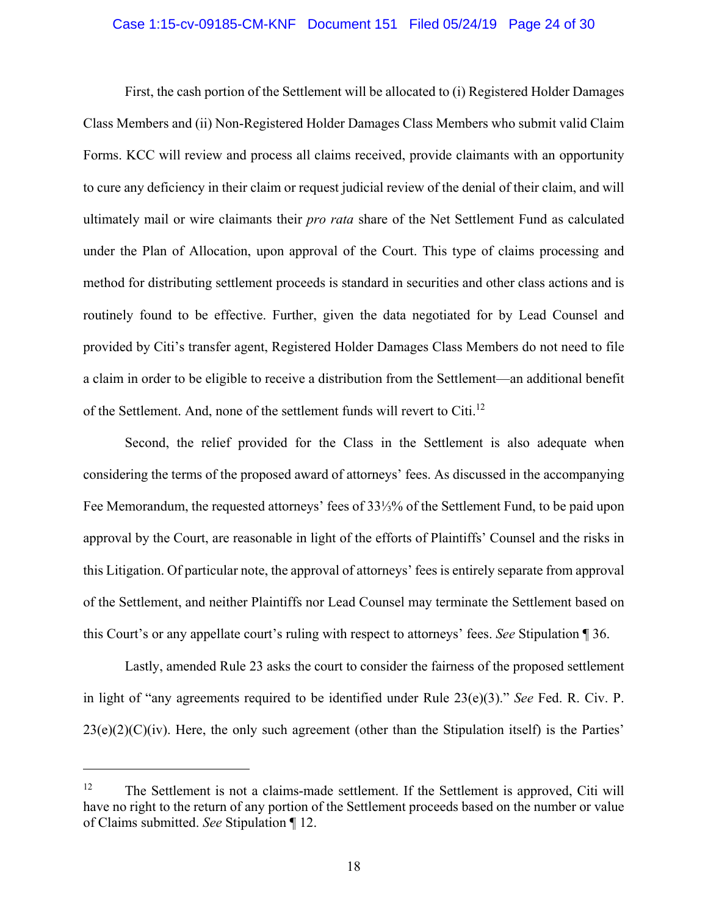First, the cash portion of the Settlement will be allocated to (i) Registered Holder Damages Class Members and (ii) Non-Registered Holder Damages Class Members who submit valid Claim Forms. KCC will review and process all claims received, provide claimants with an opportunity to cure any deficiency in their claim or request judicial review of the denial of their claim, and will ultimately mail or wire claimants their *pro rata* share of the Net Settlement Fund as calculated under the Plan of Allocation, upon approval of the Court. This type of claims processing and method for distributing settlement proceeds is standard in securities and other class actions and is routinely found to be effective. Further, given the data negotiated for by Lead Counsel and provided by Citi's transfer agent, Registered Holder Damages Class Members do not need to file a claim in order to be eligible to receive a distribution from the Settlement—an additional benefit of the Settlement. And, none of the settlement funds will revert to Citi.[12]

Second, the relief provided for the Class in the Settlement is also adequate when considering the terms of the proposed award of attorneys' fees. As discussed in the accompanying Fee Memorandum, the requested attorneys' fees of 33⅓% of the Settlement Fund, to be paid upon approval by the Court, are reasonable in light of the efforts of Plaintiffs' Counsel and the risks in this Litigation. Of particular note, the approval of attorneys' fees is entirely separate from approval of the Settlement, and neither Plaintiffs nor Lead Counsel may terminate the Settlement based on this Court's or any appellate court's ruling with respect to attorneys' fees. *See* Stipulation ¶ 36.

Lastly, amended Rule 23 asks the court to consider the fairness of the proposed settlement in light of "any agreements required to be identified under Rule 23(e)(3)." *See* Fed. R. Civ. P. 23(e)(2)(C)(iv). Here, the only such agreement (other than the Stipulation itself) is the Parties'

---

[12] The Settlement is not a claims-made settlement. If the Settlement is approved, Citi will have no right to the return of any portion of the Settlement proceeds based on the number or value of Claims submitted. *See* Stipulation ¶ 12.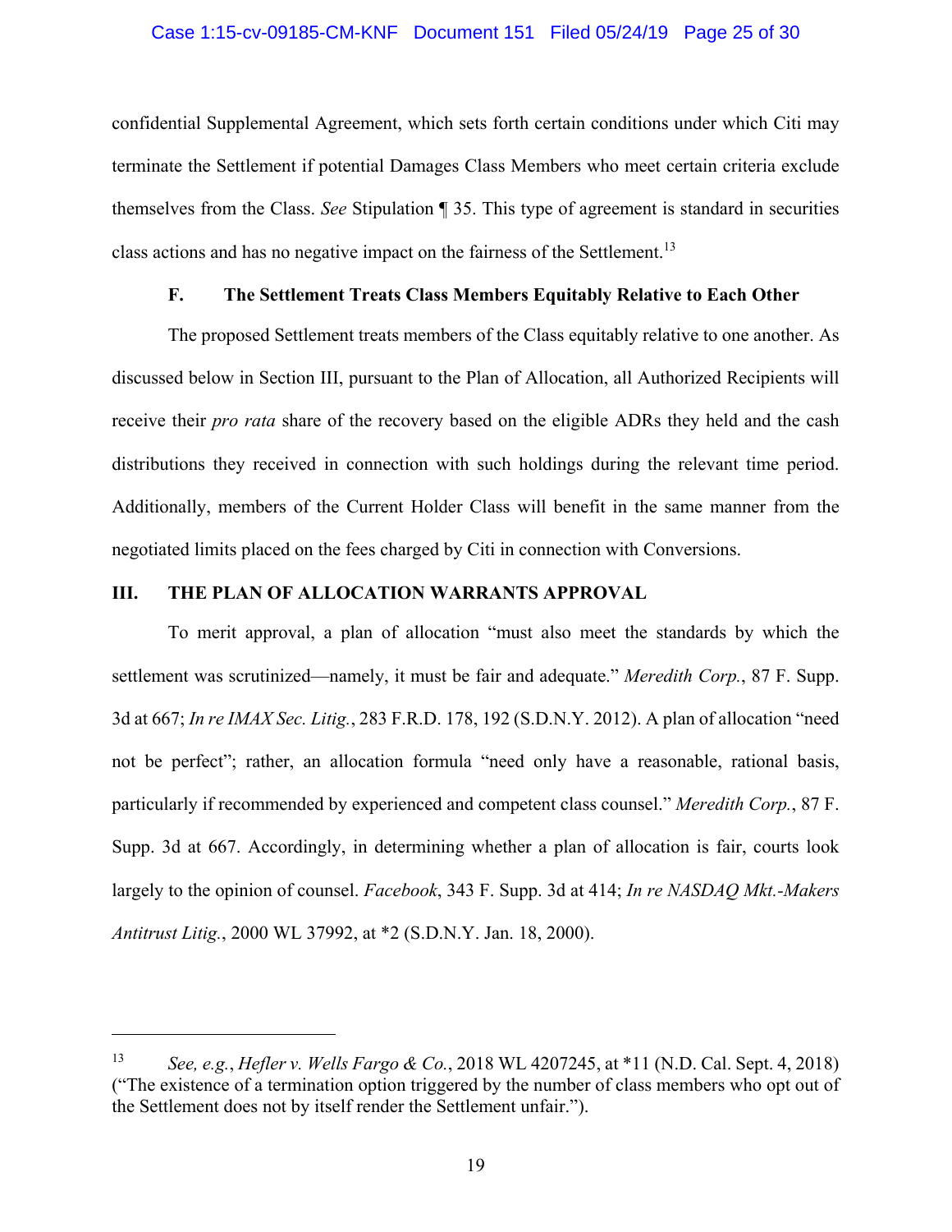confidential Supplemental Agreement, which sets forth certain conditions under which Citi may terminate the Settlement if potential Damages Class Members who meet certain criteria exclude themselves from the Class. *See* Stipulation ¶ 35. This type of agreement is standard in securities class actions and has no negative impact on the fairness of the Settlement.[13]

### F. The Settlement Treats Class Members Equitably Relative to Each Other

The proposed Settlement treats members of the Class equitably relative to one another. As discussed below in Section III, pursuant to the Plan of Allocation, all Authorized Recipients will receive their *pro rata* share of the recovery based on the eligible ADRs they held and the cash distributions they received in connection with such holdings during the relevant time period. Additionally, members of the Current Holder Class will benefit in the same manner from the negotiated limits placed on the fees charged by Citi in connection with Conversions.

## III. THE PLAN OF ALLOCATION WARRANTS APPROVAL

To merit approval, a plan of allocation "must also meet the standards by which the settlement was scrutinized—namely, it must be fair and adequate." *Meredith Corp.*, 87 F. Supp. 3d at 667; *In re IMAX Sec. Litig.*, 283 F.R.D. 178, 192 (S.D.N.Y. 2012). A plan of allocation "need not be perfect"; rather, an allocation formula "need only have a reasonable, rational basis, particularly if recommended by experienced and competent class counsel." *Meredith Corp.*, 87 F. Supp. 3d at 667. Accordingly, in determining whether a plan of allocation is fair, courts look largely to the opinion of counsel. *Facebook*, 343 F. Supp. 3d at 414; *In re NASDAQ Mkt.-Makers Antitrust Litig.*, 2000 WL 37992, at *2 (S.D.N.Y. Jan. 18, 2000).

---

[13] *See, e.g.*, *Hefler v. Wells Fargo & Co.*, 2018 WL 4207245, at *11 (N.D. Cal. Sept. 4, 2018) ("The existence of a termination option triggered by the number of class members who opt out of the Settlement does not by itself render the Settlement unfair.").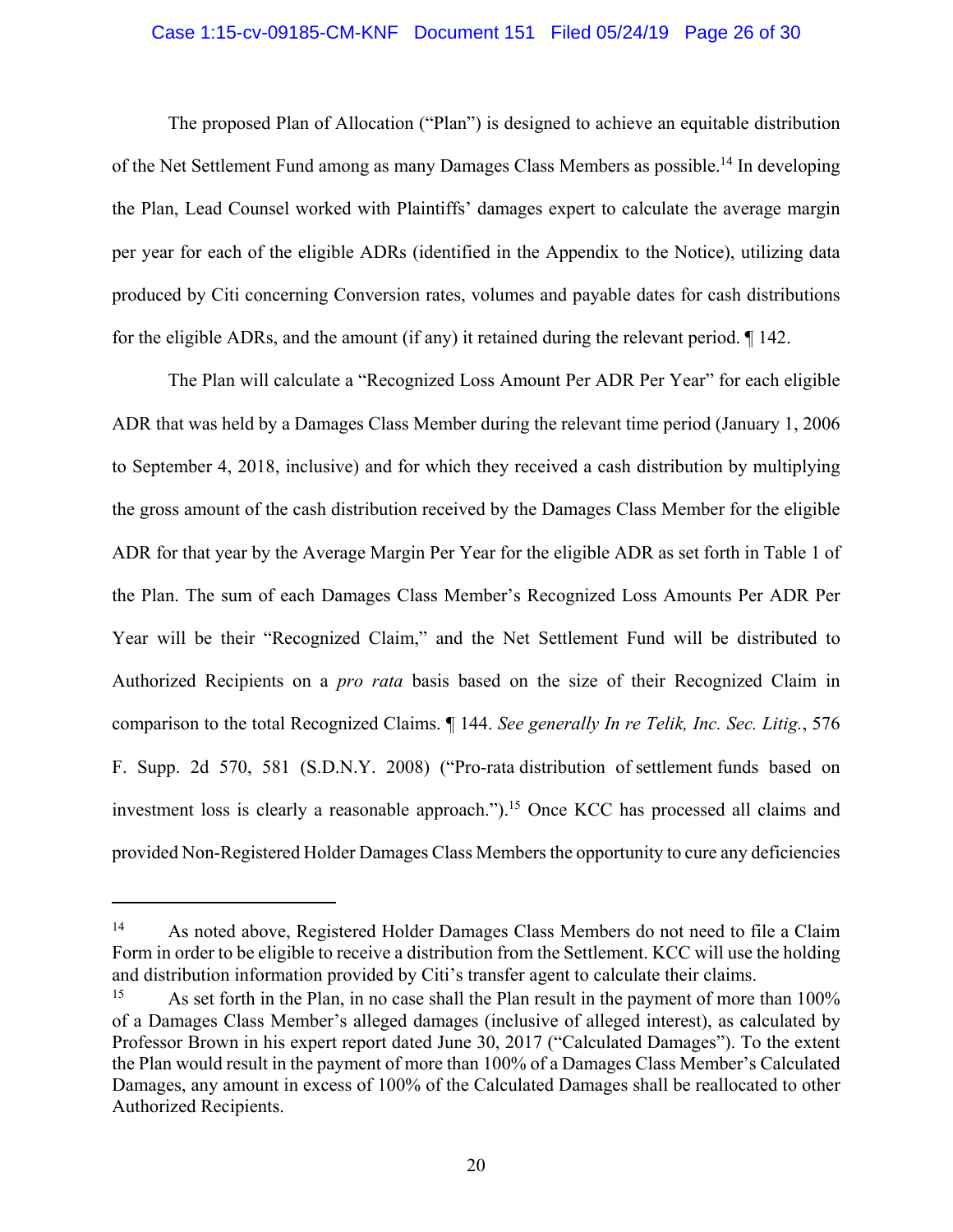The proposed Plan of Allocation ("Plan") is designed to achieve an equitable distribution of the Net Settlement Fund among as many Damages Class Members as possible.[14] In developing the Plan, Lead Counsel worked with Plaintiffs' damages expert to calculate the average margin per year for each of the eligible ADRs (identified in the Appendix to the Notice), utilizing data produced by Citi concerning Conversion rates, volumes and payable dates for cash distributions for the eligible ADRs, and the amount (if any) it retained during the relevant period. ¶ 142.

The Plan will calculate a "Recognized Loss Amount Per ADR Per Year" for each eligible ADR that was held by a Damages Class Member during the relevant time period (January 1, 2006 to September 4, 2018, inclusive) and for which they received a cash distribution by multiplying the gross amount of the cash distribution received by the Damages Class Member for the eligible ADR for that year by the Average Margin Per Year for the eligible ADR as set forth in Table 1 of the Plan. The sum of each Damages Class Member's Recognized Loss Amounts Per ADR Per Year will be their "Recognized Claim," and the Net Settlement Fund will be distributed to Authorized Recipients on a *pro rata* basis based on the size of their Recognized Claim in comparison to the total Recognized Claims. ¶ 144. *See generally In re Telik, Inc. Sec. Litig.*, 576 F. Supp. 2d 570, 581 (S.D.N.Y. 2008) ("Pro-rata distribution of settlement funds based on investment loss is clearly a reasonable approach.").[15] Once KCC has processed all claims and provided Non-Registered Holder Damages Class Members the opportunity to cure any deficiencies

---

[14] As noted above, Registered Holder Damages Class Members do not need to file a Claim Form in order to be eligible to receive a distribution from the Settlement. KCC will use the holding and distribution information provided by Citi's transfer agent to calculate their claims.

[15] As set forth in the Plan, in no case shall the Plan result in the payment of more than 100% of a Damages Class Member's alleged damages (inclusive of alleged interest), as calculated by Professor Brown in his expert report dated June 30, 2017 ("Calculated Damages"). To the extent the Plan would result in the payment of more than 100% of a Damages Class Member's Calculated Damages, any amount in excess of 100% of the Calculated Damages shall be reallocated to other Authorized Recipients.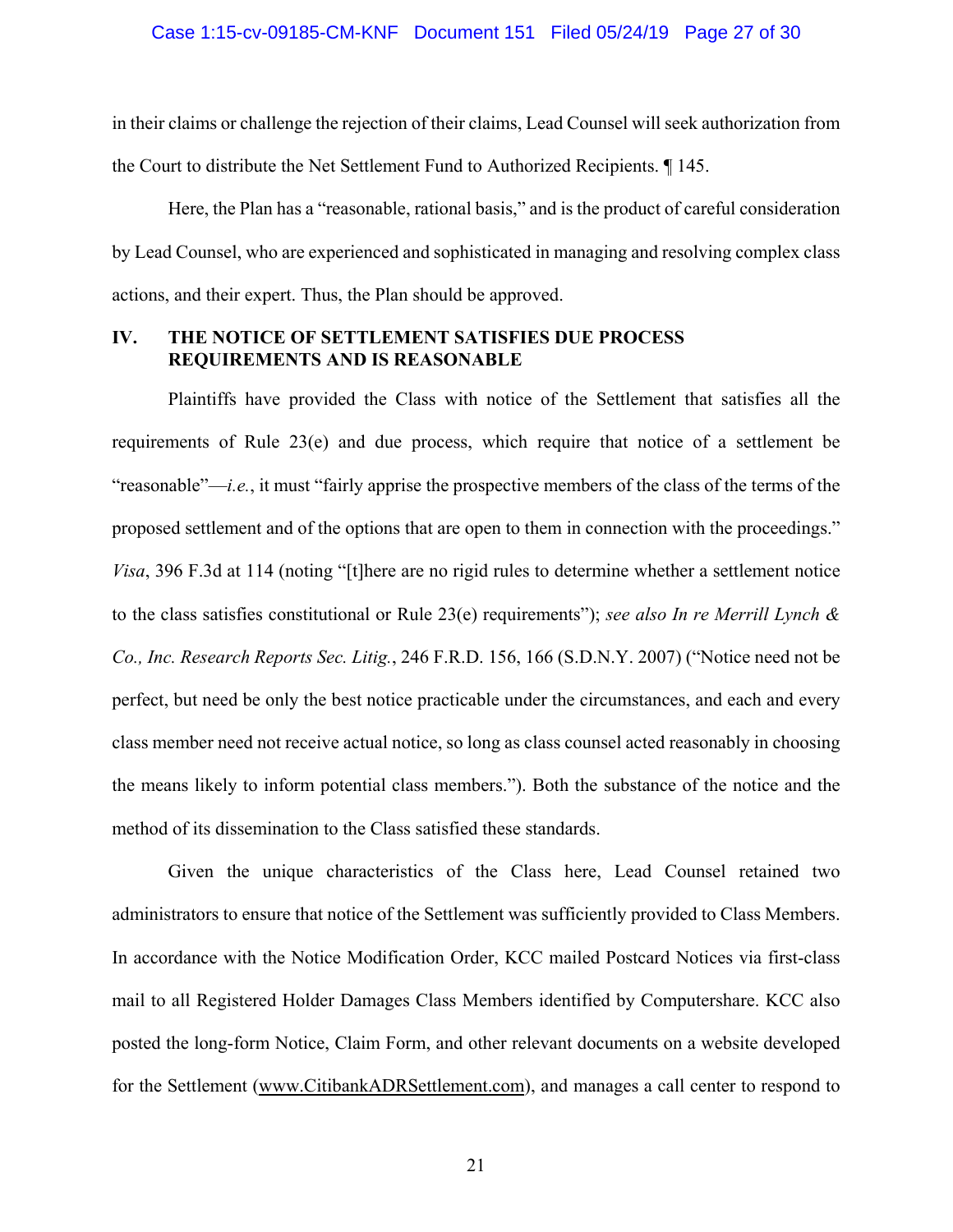in their claims or challenge the rejection of their claims, Lead Counsel will seek authorization from the Court to distribute the Net Settlement Fund to Authorized Recipients. ¶ 145.

Here, the Plan has a "reasonable, rational basis," and is the product of careful consideration by Lead Counsel, who are experienced and sophisticated in managing and resolving complex class actions, and their expert. Thus, the Plan should be approved.

## IV. THE NOTICE OF SETTLEMENT SATISFIES DUE PROCESS REQUIREMENTS AND IS REASONABLE

Plaintiffs have provided the Class with notice of the Settlement that satisfies all the requirements of Rule 23(e) and due process, which require that notice of a settlement be "reasonable"—*i.e.*, it must "fairly apprise the prospective members of the class of the terms of the proposed settlement and of the options that are open to them in connection with the proceedings." *Visa*, 396 F.3d at 114 (noting "[t]here are no rigid rules to determine whether a settlement notice to the class satisfies constitutional or Rule 23(e) requirements"); *see also In re Merrill Lynch & Co., Inc. Research Reports Sec. Litig.*, 246 F.R.D. 156, 166 (S.D.N.Y. 2007) ("Notice need not be perfect, but need be only the best notice practicable under the circumstances, and each and every class member need not receive actual notice, so long as class counsel acted reasonably in choosing the means likely to inform potential class members."). Both the substance of the notice and the method of its dissemination to the Class satisfied these standards.

Given the unique characteristics of the Class here, Lead Counsel retained two administrators to ensure that notice of the Settlement was sufficiently provided to Class Members. In accordance with the Notice Modification Order, KCC mailed Postcard Notices via first-class mail to all Registered Holder Damages Class Members identified by Computershare. KCC also posted the long-form Notice, Claim Form, and other relevant documents on a website developed for the Settlement (www.CitibankADRSettlement.com), and manages a call center to respond to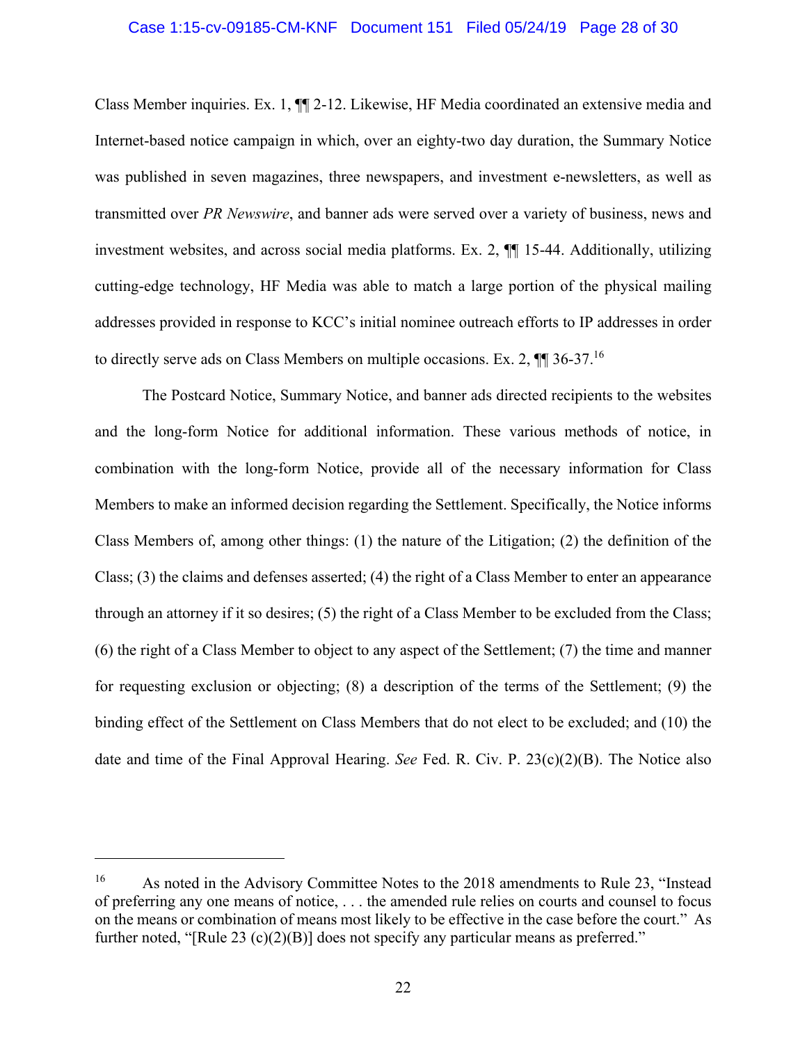Class Member inquiries. Ex. 1, ¶¶ 2-12. Likewise, HF Media coordinated an extensive media and Internet-based notice campaign in which, over an eighty-two day duration, the Summary Notice was published in seven magazines, three newspapers, and investment e-newsletters, as well as transmitted over *PR Newswire*, and banner ads were served over a variety of business, news and investment websites, and across social media platforms. Ex. 2, ¶¶ 15-44. Additionally, utilizing cutting-edge technology, HF Media was able to match a large portion of the physical mailing addresses provided in response to KCC's initial nominee outreach efforts to IP addresses in order to directly serve ads on Class Members on multiple occasions. Ex. 2, ¶¶ 36-37.[16]

The Postcard Notice, Summary Notice, and banner ads directed recipients to the websites and the long-form Notice for additional information. These various methods of notice, in combination with the long-form Notice, provide all of the necessary information for Class Members to make an informed decision regarding the Settlement. Specifically, the Notice informs Class Members of, among other things: (1) the nature of the Litigation; (2) the definition of the Class; (3) the claims and defenses asserted; (4) the right of a Class Member to enter an appearance through an attorney if it so desires; (5) the right of a Class Member to be excluded from the Class; (6) the right of a Class Member to object to any aspect of the Settlement; (7) the time and manner for requesting exclusion or objecting; (8) a description of the terms of the Settlement; (9) the binding effect of the Settlement on Class Members that do not elect to be excluded; and (10) the date and time of the Final Approval Hearing. *See* Fed. R. Civ. P. 23(c)(2)(B). The Notice also

---

[16] As noted in the Advisory Committee Notes to the 2018 amendments to Rule 23, "Instead of preferring any one means of notice, . . . the amended rule relies on courts and counsel to focus on the means or combination of means most likely to be effective in the case before the court." As further noted, "[Rule 23 (c)(2)(B)] does not specify any particular means as preferred."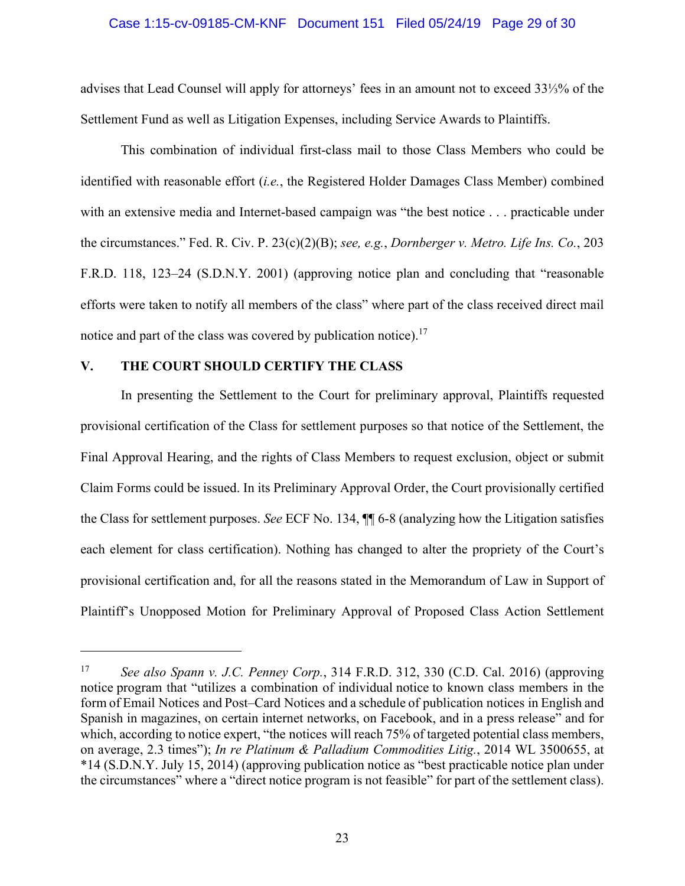advises that Lead Counsel will apply for attorneys' fees in an amount not to exceed 33⅓% of the Settlement Fund as well as Litigation Expenses, including Service Awards to Plaintiffs.

This combination of individual first-class mail to those Class Members who could be identified with reasonable effort (*i.e.*, the Registered Holder Damages Class Member) combined with an extensive media and Internet-based campaign was "the best notice . . . practicable under the circumstances." Fed. R. Civ. P. 23(c)(2)(B); *see, e.g.*, *Dornberger v. Metro. Life Ins. Co.*, 203 F.R.D. 118, 123–24 (S.D.N.Y. 2001) (approving notice plan and concluding that "reasonable efforts were taken to notify all members of the class" where part of the class received direct mail notice and part of the class was covered by publication notice).[17]

## V. THE COURT SHOULD CERTIFY THE CLASS

In presenting the Settlement to the Court for preliminary approval, Plaintiffs requested provisional certification of the Class for settlement purposes so that notice of the Settlement, the Final Approval Hearing, and the rights of Class Members to request exclusion, object or submit Claim Forms could be issued. In its Preliminary Approval Order, the Court provisionally certified the Class for settlement purposes. *See* ECF No. 134, ¶¶ 6-8 (analyzing how the Litigation satisfies each element for class certification). Nothing has changed to alter the propriety of the Court's provisional certification and, for all the reasons stated in the Memorandum of Law in Support of Plaintiff's Unopposed Motion for Preliminary Approval of Proposed Class Action Settlement

---

[17] *See also Spann v. J.C. Penney Corp.*, 314 F.R.D. 312, 330 (C.D. Cal. 2016) (approving notice program that "utilizes a combination of individual notice to known class members in the form of Email Notices and Post–Card Notices and a schedule of publication notices in English and Spanish in magazines, on certain internet networks, on Facebook, and in a press release" and for which, according to notice expert, "the notices will reach 75% of targeted potential class members, on average, 2.3 times"); *In re Platinum & Palladium Commodities Litig.*, 2014 WL 3500655, at *14 (S.D.N.Y. July 15, 2014) (approving publication notice as "best practicable notice plan under the circumstances" where a "direct notice program is not feasible" for part of the settlement class).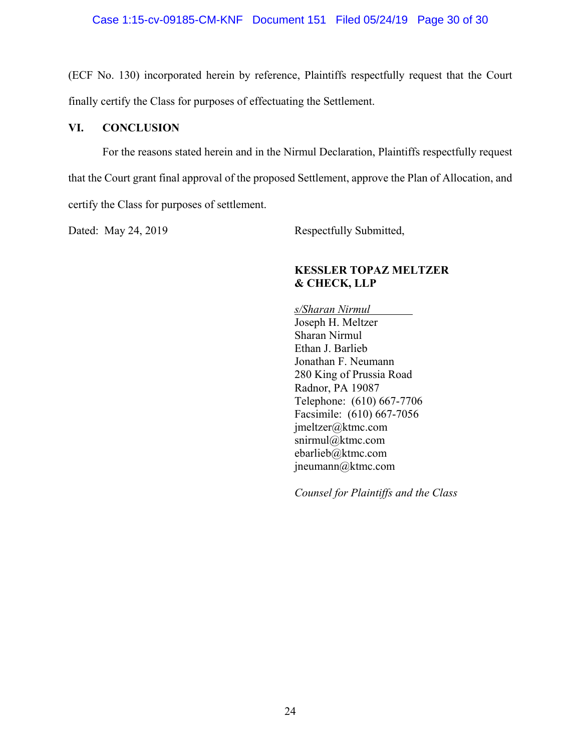(ECF No. 130) incorporated herein by reference, Plaintiffs respectfully request that the Court finally certify the Class for purposes of effectuating the Settlement.

## VI. CONCLUSION

For the reasons stated herein and in the Nirmul Declaration, Plaintiffs respectfully request that the Court grant final approval of the proposed Settlement, approve the Plan of Allocation, and certify the Class for purposes of settlement.

Dated: May 24, 2019

Respectfully Submitted,

**KESSLER TOPAZ MELTZER & CHECK, LLP**

*s/Sharan Nirmul*
Joseph H. Meltzer
Sharan Nirmul
Ethan J. Barlieb
Jonathan F. Neumann
280 King of Prussia Road
Radnor, PA 19087
Telephone: (610) 667-7706
Facsimile: (610) 667-7056
jmeltzer@ktmc.com
snirmul@ktmc.com
ebarlieb@ktmc.com
jneumann@ktmc.com

*Counsel for Plaintiffs and the Class*